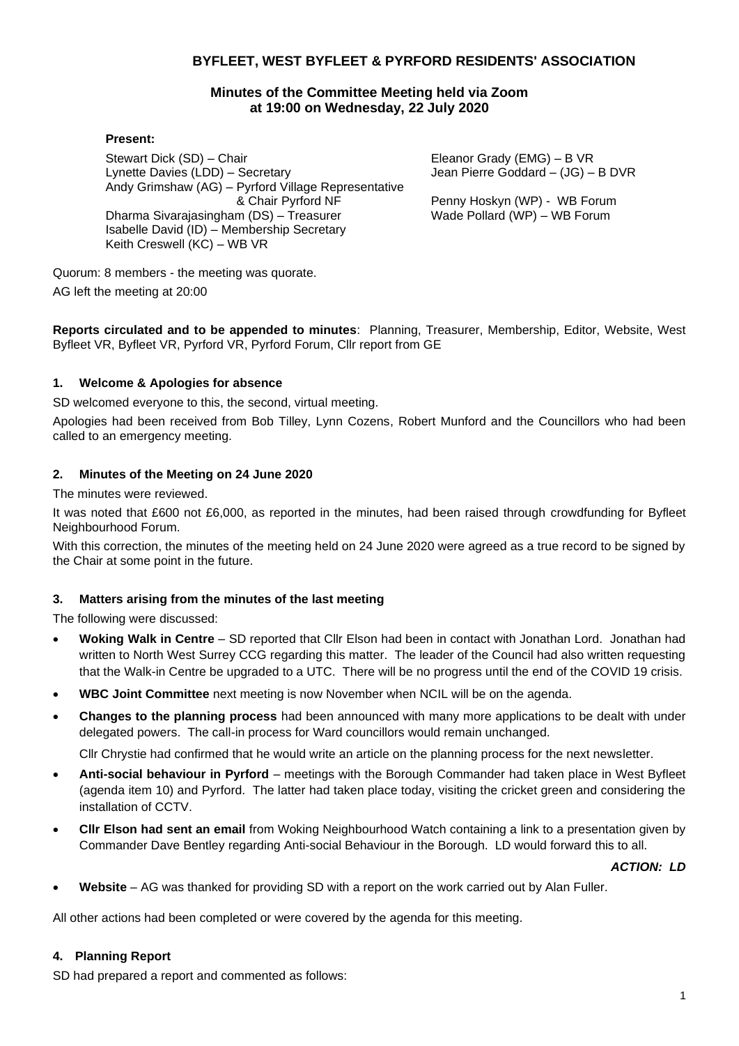# BYFLEET, WEST BYFLEET & PYRFORD RESIDENTS' ASSOCIATION

## Minutes of the Committee Meeting held via Zoom at 19:00 on Wednesday, 22 July 2020

**Present:**

Stewart Dick (SD) – Chair
Lynette Davies (LDD) – Secretary
Andy Grimshaw (AG) – Pyrford Village Representative & Chair Pyrford NF
Dharma Sivarajasingham (DS) – Treasurer
Isabelle David (ID) – Membership Secretary
Keith Creswell (KC) – WB VR
Eleanor Grady (EMG) – B VR
Jean Pierre Goddard – (JG) – B DVR
Penny Hoskyn (WP) - WB Forum
Wade Pollard (WP) – WB Forum

Quorum: 8 members - the meeting was quorate.

AG left the meeting at 20:00

**Reports circulated and to be appended to minutes**: Planning, Treasurer, Membership, Editor, Website, West Byfleet VR, Byfleet VR, Pyrford VR, Pyrford Forum, Cllr report from GE

### 1. Welcome & Apologies for absence

SD welcomed everyone to this, the second, virtual meeting.

Apologies had been received from Bob Tilley, Lynn Cozens, Robert Munford and the Councillors who had been called to an emergency meeting.

### 2. Minutes of the Meeting on 24 June 2020

The minutes were reviewed.

It was noted that £600 not £6,000, as reported in the minutes, had been raised through crowdfunding for Byfleet Neighbourhood Forum.

With this correction, the minutes of the meeting held on 24 June 2020 were agreed as a true record to be signed by the Chair at some point in the future.

### 3. Matters arising from the minutes of the last meeting

The following were discussed:

- **Woking Walk in Centre** – SD reported that Cllr Elson had been in contact with Jonathan Lord. Jonathan had written to North West Surrey CCG regarding this matter. The leader of the Council had also written requesting that the Walk-in Centre be upgraded to a UTC. There will be no progress until the end of the COVID 19 crisis.
- **WBC Joint Committee** next meeting is now November when NCIL will be on the agenda.
- **Changes to the planning process** had been announced with many more applications to be dealt with under delegated powers. The call-in process for Ward councillors would remain unchanged.

  Cllr Chrystie had confirmed that he would write an article on the planning process for the next newsletter.
- **Anti-social behaviour in Pyrford** – meetings with the Borough Commander had taken place in West Byfleet (agenda item 10) and Pyrford. The latter had taken place today, visiting the cricket green and considering the installation of CCTV.
- **Cllr Elson had sent an email** from Woking Neighbourhood Watch containing a link to a presentation given by Commander Dave Bentley regarding Anti-social Behaviour in the Borough. LD would forward this to all.

  ***ACTION: LD***
- **Website** – AG was thanked for providing SD with a report on the work carried out by Alan Fuller.

All other actions had been completed or were covered by the agenda for this meeting.

### 4. Planning Report

SD had prepared a report and commented as follows: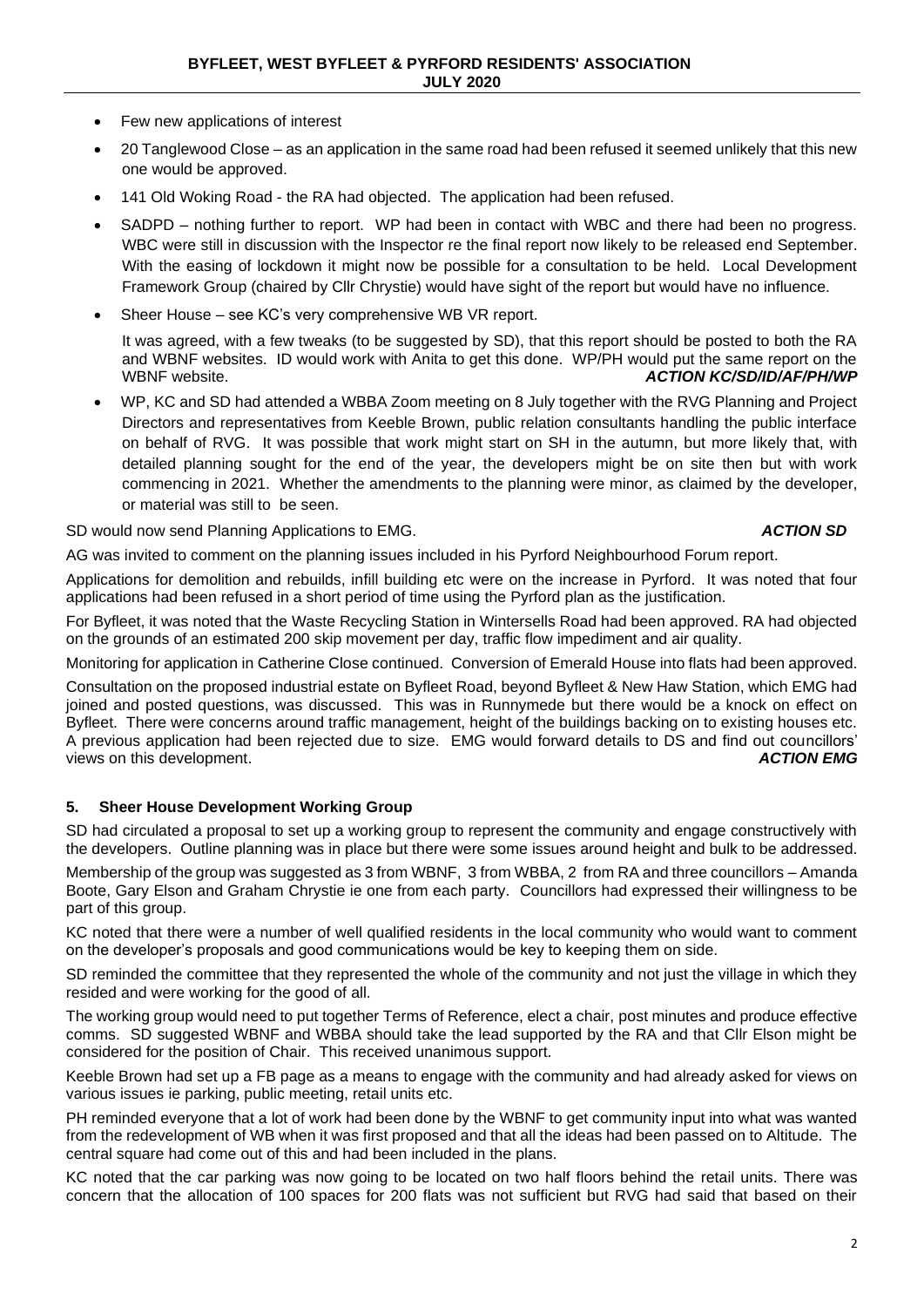- Few new applications of interest
- 20 Tanglewood Close – as an application in the same road had been refused it seemed unlikely that this new one would be approved.
- 141 Old Woking Road - the RA had objected. The application had been refused.
- SADPD – nothing further to report. WP had been in contact with WBC and there had been no progress. WBC were still in discussion with the Inspector re the final report now likely to be released end September. With the easing of lockdown it might now be possible for a consultation to be held. Local Development Framework Group (chaired by Cllr Chrystie) would have sight of the report but would have no influence.
- Sheer House – see KC's very comprehensive WB VR report.

  It was agreed, with a few tweaks (to be suggested by SD), that this report should be posted to both the RA and WBNF websites. ID would work with Anita to get this done. WP/PH would put the same report on the WBNF website. ***ACTION KC/SD/ID/AF/PH/WP***
- WP, KC and SD had attended a WBBA Zoom meeting on 8 July together with the RVG Planning and Project Directors and representatives from Keeble Brown, public relation consultants handling the public interface on behalf of RVG. It was possible that work might start on SH in the autumn, but more likely that, with detailed planning sought for the end of the year, the developers might be on site then but with work commencing in 2021. Whether the amendments to the planning were minor, as claimed by the developer, or material was still to be seen.

SD would now send Planning Applications to EMG. ***ACTION SD***

AG was invited to comment on the planning issues included in his Pyrford Neighbourhood Forum report.

Applications for demolition and rebuilds, infill building etc were on the increase in Pyrford. It was noted that four applications had been refused in a short period of time using the Pyrford plan as the justification.

For Byfleet, it was noted that the Waste Recycling Station in Wintersells Road had been approved. RA had objected on the grounds of an estimated 200 skip movement per day, traffic flow impediment and air quality.

Monitoring for application in Catherine Close continued. Conversion of Emerald House into flats had been approved.

Consultation on the proposed industrial estate on Byfleet Road, beyond Byfleet & New Haw Station, which EMG had joined and posted questions, was discussed. This was in Runnymede but there would be a knock on effect on Byfleet. There were concerns around traffic management, height of the buildings backing on to existing houses etc. A previous application had been rejected due to size. EMG would forward details to DS and find out councillors' views on this development. ***ACTION EMG***

## 5. Sheer House Development Working Group

SD had circulated a proposal to set up a working group to represent the community and engage constructively with the developers. Outline planning was in place but there were some issues around height and bulk to be addressed.

Membership of the group was suggested as 3 from WBNF, 3 from WBBA, 2 from RA and three councillors – Amanda Boote, Gary Elson and Graham Chrystie ie one from each party. Councillors had expressed their willingness to be part of this group.

KC noted that there were a number of well qualified residents in the local community who would want to comment on the developer's proposals and good communications would be key to keeping them on side.

SD reminded the committee that they represented the whole of the community and not just the village in which they resided and were working for the good of all.

The working group would need to put together Terms of Reference, elect a chair, post minutes and produce effective comms. SD suggested WBNF and WBBA should take the lead supported by the RA and that Cllr Elson might be considered for the position of Chair. This received unanimous support.

Keeble Brown had set up a FB page as a means to engage with the community and had already asked for views on various issues ie parking, public meeting, retail units etc.

PH reminded everyone that a lot of work had been done by the WBNF to get community input into what was wanted from the redevelopment of WB when it was first proposed and that all the ideas had been passed on to Altitude. The central square had come out of this and had been included in the plans.

KC noted that the car parking was now going to be located on two half floors behind the retail units. There was concern that the allocation of 100 spaces for 200 flats was not sufficient but RVG had said that based on their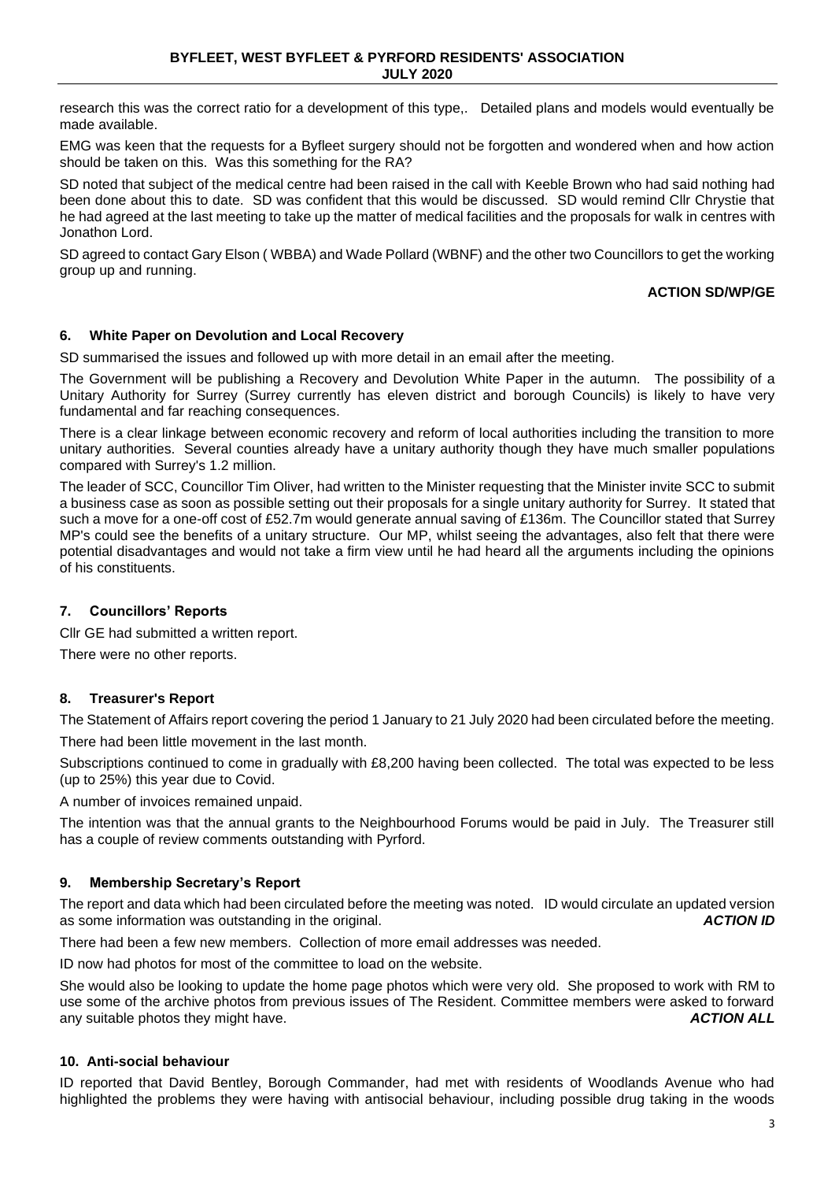research this was the correct ratio for a development of this type,. Detailed plans and models would eventually be made available.

EMG was keen that the requests for a Byfleet surgery should not be forgotten and wondered when and how action should be taken on this. Was this something for the RA?

SD noted that subject of the medical centre had been raised in the call with Keeble Brown who had said nothing had been done about this to date. SD was confident that this would be discussed. SD would remind Cllr Chrystie that he had agreed at the last meeting to take up the matter of medical facilities and the proposals for walk in centres with Jonathon Lord.

SD agreed to contact Gary Elson ( WBBA) and Wade Pollard (WBNF) and the other two Councillors to get the working group up and running.

**ACTION SD/WP/GE**

## 6. White Paper on Devolution and Local Recovery

SD summarised the issues and followed up with more detail in an email after the meeting.

The Government will be publishing a Recovery and Devolution White Paper in the autumn. The possibility of a Unitary Authority for Surrey (Surrey currently has eleven district and borough Councils) is likely to have very fundamental and far reaching consequences.

There is a clear linkage between economic recovery and reform of local authorities including the transition to more unitary authorities. Several counties already have a unitary authority though they have much smaller populations compared with Surrey's 1.2 million.

The leader of SCC, Councillor Tim Oliver, had written to the Minister requesting that the Minister invite SCC to submit a business case as soon as possible setting out their proposals for a single unitary authority for Surrey. It stated that such a move for a one-off cost of £52.7m would generate annual saving of £136m. The Councillor stated that Surrey MP's could see the benefits of a unitary structure. Our MP, whilst seeing the advantages, also felt that there were potential disadvantages and would not take a firm view until he had heard all the arguments including the opinions of his constituents.

## 7. Councillors' Reports

Cllr GE had submitted a written report.

There were no other reports.

## 8. Treasurer's Report

The Statement of Affairs report covering the period 1 January to 21 July 2020 had been circulated before the meeting.

There had been little movement in the last month.

Subscriptions continued to come in gradually with £8,200 having been collected. The total was expected to be less (up to 25%) this year due to Covid.

A number of invoices remained unpaid.

The intention was that the annual grants to the Neighbourhood Forums would be paid in July. The Treasurer still has a couple of review comments outstanding with Pyrford.

## 9. Membership Secretary's Report

The report and data which had been circulated before the meeting was noted. ID would circulate an updated version as some information was outstanding in the original. ***ACTION ID***

There had been a few new members. Collection of more email addresses was needed.

ID now had photos for most of the committee to load on the website.

She would also be looking to update the home page photos which were very old. She proposed to work with RM to use some of the archive photos from previous issues of The Resident. Committee members were asked to forward any suitable photos they might have. ***ACTION ALL***

## 10. Anti-social behaviour

ID reported that David Bentley, Borough Commander, had met with residents of Woodlands Avenue who had highlighted the problems they were having with antisocial behaviour, including possible drug taking in the woods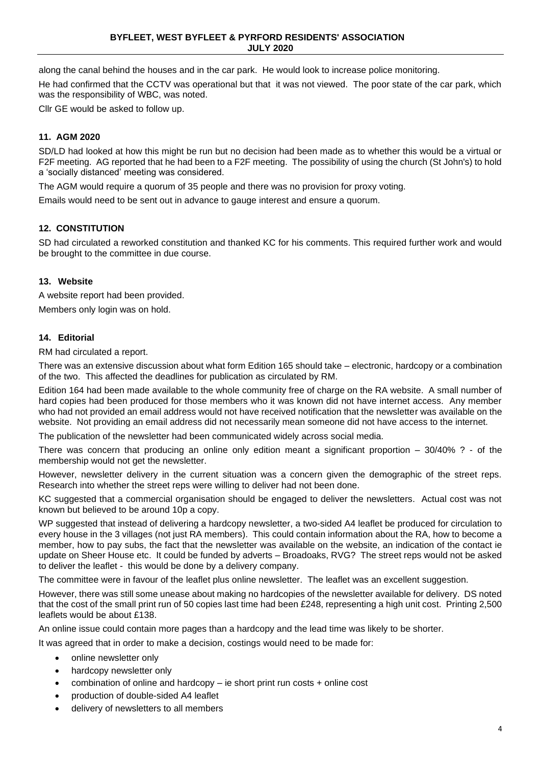along the canal behind the houses and in the car park. He would look to increase police monitoring.

He had confirmed that the CCTV was operational but that it was not viewed. The poor state of the car park, which was the responsibility of WBC, was noted.

Cllr GE would be asked to follow up.

### 11. AGM 2020

SD/LD had looked at how this might be run but no decision had been made as to whether this would be a virtual or F2F meeting. AG reported that he had been to a F2F meeting. The possibility of using the church (St John's) to hold a 'socially distanced' meeting was considered.

The AGM would require a quorum of 35 people and there was no provision for proxy voting.

Emails would need to be sent out in advance to gauge interest and ensure a quorum.

### 12. CONSTITUTION

SD had circulated a reworked constitution and thanked KC for his comments. This required further work and would be brought to the committee in due course.

### 13. Website

A website report had been provided.

Members only login was on hold.

### 14. Editorial

RM had circulated a report.

There was an extensive discussion about what form Edition 165 should take – electronic, hardcopy or a combination of the two. This affected the deadlines for publication as circulated by RM.

Edition 164 had been made available to the whole community free of charge on the RA website. A small number of hard copies had been produced for those members who it was known did not have internet access. Any member who had not provided an email address would not have received notification that the newsletter was available on the website. Not providing an email address did not necessarily mean someone did not have access to the internet.

The publication of the newsletter had been communicated widely across social media.

There was concern that producing an online only edition meant a significant proportion – 30/40% ? - of the membership would not get the newsletter.

However, newsletter delivery in the current situation was a concern given the demographic of the street reps. Research into whether the street reps were willing to deliver had not been done.

KC suggested that a commercial organisation should be engaged to deliver the newsletters. Actual cost was not known but believed to be around 10p a copy.

WP suggested that instead of delivering a hardcopy newsletter, a two-sided A4 leaflet be produced for circulation to every house in the 3 villages (not just RA members). This could contain information about the RA, how to become a member, how to pay subs, the fact that the newsletter was available on the website, an indication of the contact ie update on Sheer House etc. It could be funded by adverts – Broadoaks, RVG? The street reps would not be asked to deliver the leaflet - this would be done by a delivery company.

The committee were in favour of the leaflet plus online newsletter. The leaflet was an excellent suggestion.

However, there was still some unease about making no hardcopies of the newsletter available for delivery. DS noted that the cost of the small print run of 50 copies last time had been £248, representing a high unit cost. Printing 2,500 leaflets would be about £138.

An online issue could contain more pages than a hardcopy and the lead time was likely to be shorter.

It was agreed that in order to make a decision, costings would need to be made for:

- online newsletter only
- hardcopy newsletter only
- combination of online and hardcopy – ie short print run costs + online cost
- production of double-sided A4 leaflet
- delivery of newsletters to all members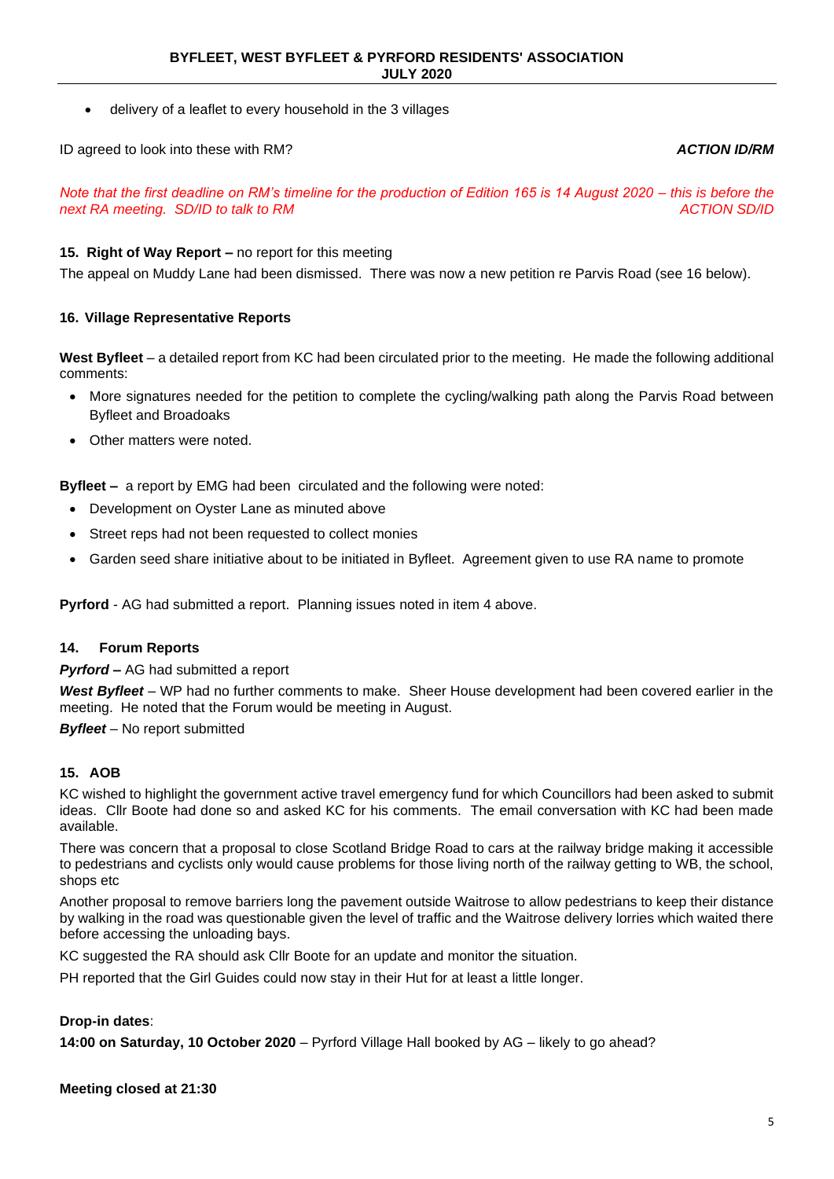- delivery of a leaflet to every household in the 3 villages

ID agreed to look into these with RM? ***ACTION ID/RM***

*Note that the first deadline on RM's timeline for the production of Edition 165 is 14 August 2020 – this is before the next RA meeting. SD/ID to talk to RM* *ACTION SD/ID*

**15. Right of Way Report –** no report for this meeting

The appeal on Muddy Lane had been dismissed. There was now a new petition re Parvis Road (see 16 below).

**16. Village Representative Reports**

**West Byfleet** – a detailed report from KC had been circulated prior to the meeting. He made the following additional comments:

- More signatures needed for the petition to complete the cycling/walking path along the Parvis Road between Byfleet and Broadoaks
- Other matters were noted.

**Byfleet –** a report by EMG had been circulated and the following were noted:

- Development on Oyster Lane as minuted above
- Street reps had not been requested to collect monies
- Garden seed share initiative about to be initiated in Byfleet. Agreement given to use RA name to promote

**Pyrford** - AG had submitted a report. Planning issues noted in item 4 above.

**14. Forum Reports**

***Pyrford –*** AG had submitted a report

***West Byfleet*** – WP had no further comments to make. Sheer House development had been covered earlier in the meeting. He noted that the Forum would be meeting in August.

***Byfleet*** – No report submitted

**15. AOB**

KC wished to highlight the government active travel emergency fund for which Councillors had been asked to submit ideas. Cllr Boote had done so and asked KC for his comments. The email conversation with KC had been made available.

There was concern that a proposal to close Scotland Bridge Road to cars at the railway bridge making it accessible to pedestrians and cyclists only would cause problems for those living north of the railway getting to WB, the school, shops etc

Another proposal to remove barriers long the pavement outside Waitrose to allow pedestrians to keep their distance by walking in the road was questionable given the level of traffic and the Waitrose delivery lorries which waited there before accessing the unloading bays.

KC suggested the RA should ask Cllr Boote for an update and monitor the situation.

PH reported that the Girl Guides could now stay in their Hut for at least a little longer.

**Drop-in dates**:

**14:00 on Saturday, 10 October 2020** – Pyrford Village Hall booked by AG – likely to go ahead?

**Meeting closed at 21:30**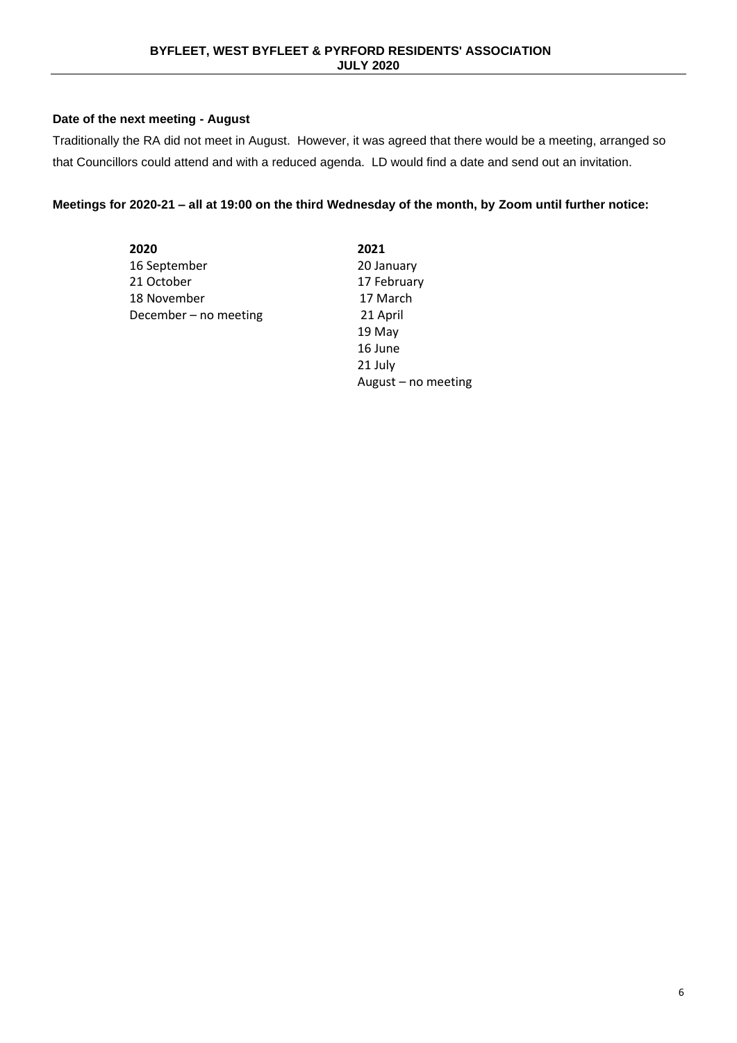### Date of the next meeting - August

Traditionally the RA did not meet in August. However, it was agreed that there would be a meeting, arranged so that Councillors could attend and with a reduced agenda. LD would find a date and send out an invitation.

**Meetings for 2020-21 – all at 19:00 on the third Wednesday of the month, by Zoom until further notice:**

| **2020** | **2021** |
|---|---|
| 16 September | 20 January |
| 21 October | 17 February |
| 18 November | 17 March |
| December – no meeting | 21 April |
| | 19 May |
| | 16 June |
| | 21 July |
| | August – no meeting |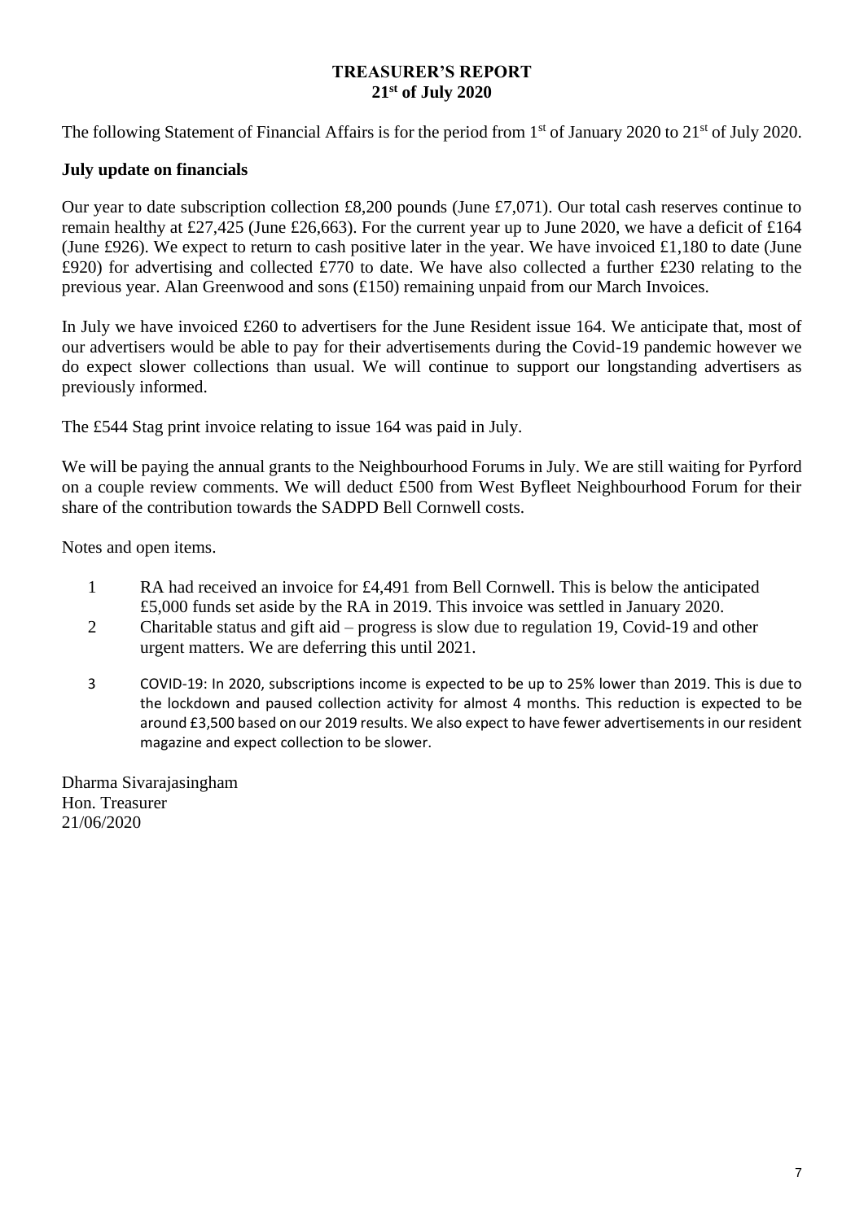# TREASURER'S REPORT
## 21st of July 2020

The following Statement of Financial Affairs is for the period from 1st of January 2020 to 21st of July 2020.

**July update on financials**

Our year to date subscription collection £8,200 pounds (June £7,071). Our total cash reserves continue to remain healthy at £27,425 (June £26,663). For the current year up to June 2020, we have a deficit of £164 (June £926). We expect to return to cash positive later in the year. We have invoiced £1,180 to date (June £920) for advertising and collected £770 to date. We have also collected a further £230 relating to the previous year. Alan Greenwood and sons (£150) remaining unpaid from our March Invoices.

In July we have invoiced £260 to advertisers for the June Resident issue 164. We anticipate that, most of our advertisers would be able to pay for their advertisements during the Covid-19 pandemic however we do expect slower collections than usual. We will continue to support our longstanding advertisers as previously informed.

The £544 Stag print invoice relating to issue 164 was paid in July.

We will be paying the annual grants to the Neighbourhood Forums in July. We are still waiting for Pyrford on a couple review comments. We will deduct £500 from West Byfleet Neighbourhood Forum for their share of the contribution towards the SADPD Bell Cornwell costs.

Notes and open items.

1. RA had received an invoice for £4,491 from Bell Cornwell. This is below the anticipated £5,000 funds set aside by the RA in 2019. This invoice was settled in January 2020.
2. Charitable status and gift aid – progress is slow due to regulation 19, Covid-19 and other urgent matters. We are deferring this until 2021.
3. COVID-19: In 2020, subscriptions income is expected to be up to 25% lower than 2019. This is due to the lockdown and paused collection activity for almost 4 months. This reduction is expected to be around £3,500 based on our 2019 results. We also expect to have fewer advertisements in our resident magazine and expect collection to be slower.

Dharma Sivarajasingham
Hon. Treasurer
21/06/2020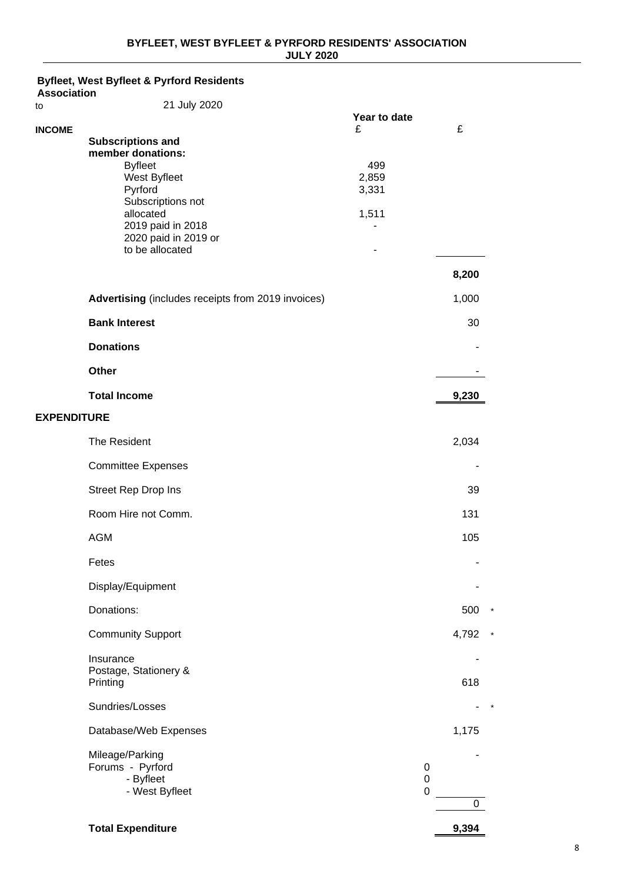**BYFLEET, WEST BYFLEET & PYRFORD RESIDENTS' ASSOCIATION**
**JULY 2020**

**Byfleet, West Byfleet & Pyrford Residents Association**

to 21 July 2020

| | | Year to date £ | £ | |
|---|---|---|---|---|
| **INCOME** | | | | |
| | **Subscriptions and member donations:** | | | |
| | Byfleet | 499 | | |
| | West Byfleet | 2,859 | | |
| | Pyrford | 3,331 | | |
| | Subscriptions not allocated | 1,511 | | |
| | 2019 paid in 2018 | - | | |
| | 2020 paid in 2019 or to be allocated | - | | |
| | | | **8,200** | |
| | **Advertising** (includes receipts from 2019 invoices) | | 1,000 | |
| | **Bank Interest** | | 30 | |
| | **Donations** | | - | |
| | **Other** | | - | |
| | **Total Income** | | **9,230** | |
| **EXPENDITURE** | | | | |
| | The Resident | | 2,034 | |
| | Committee Expenses | | - | |
| | Street Rep Drop Ins | | 39 | |
| | Room Hire not Comm. | | 131 | |
| | AGM | | 105 | |
| | Fetes | | - | |
| | Display/Equipment | | - | |
| | Donations: | | 500 | * |
| | Community Support | | 4,792 | * |
| | Insurance | | - | |
| | Postage, Stationery & Printing | | 618 | |
| | Sundries/Losses | | - | * |
| | Database/Web Expenses | | 1,175 | |
| | Mileage/Parking | | - | |
| | Forums - Pyrford | 0 | | |
| | - Byfleet | 0 | | |
| | - West Byfleet | 0 | | |
| | | | 0 | |
| | **Total Expenditure** | | **9,394** | |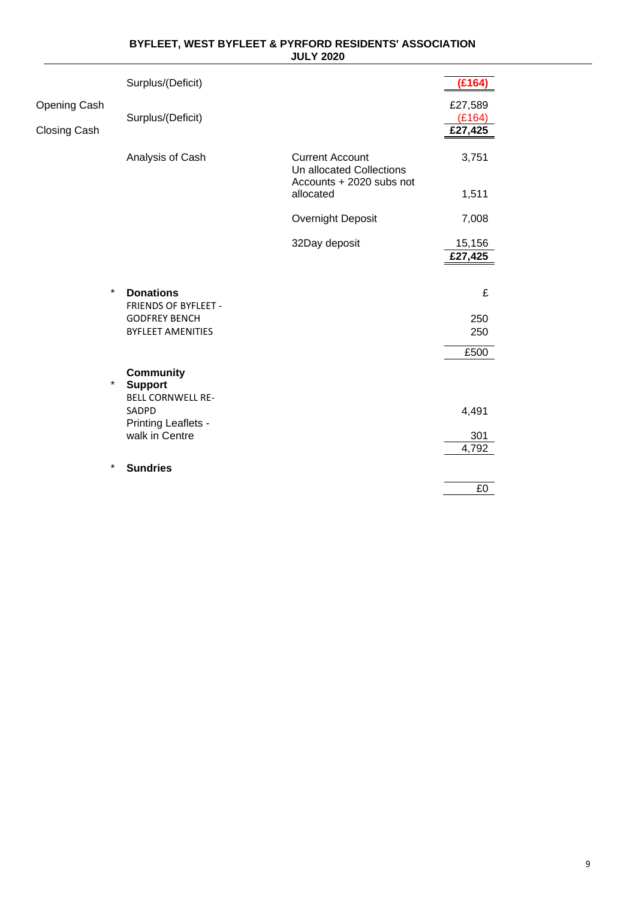**BYFLEET, WEST BYFLEET & PYRFORD RESIDENTS' ASSOCIATION**
**JULY 2020**

| | | | |
|---|---|---|---|
| | Surplus/(Deficit) | | **(£164)** |
| Opening Cash | | | £27,589 |
| | Surplus/(Deficit) | | (£164) |
| Closing Cash | | | **£27,425** |
| | Analysis of Cash | Current Account | 3,751 |
| | | Un allocated Collections Accounts + 2020 subs not allocated | 1,511 |
| | | Overnight Deposit | 7,008 |
| | | 32Day deposit | 15,156 |
| | | | **£27,425** |

| | | |
|---|---|---|
| * | **Donations** | £ |
| | FRIENDS OF BYFLEET - GODFREY BENCH | 250 |
| | BYFLEET AMENITIES | 250 |
| | | £500 |
| * | **Community Support** | |
| | BELL CORNWELL RE-SADPD | 4,491 |
| | Printing Leaflets - walk in Centre | 301 |
| | | 4,792 |
| * | **Sundries** | |
| | | £0 |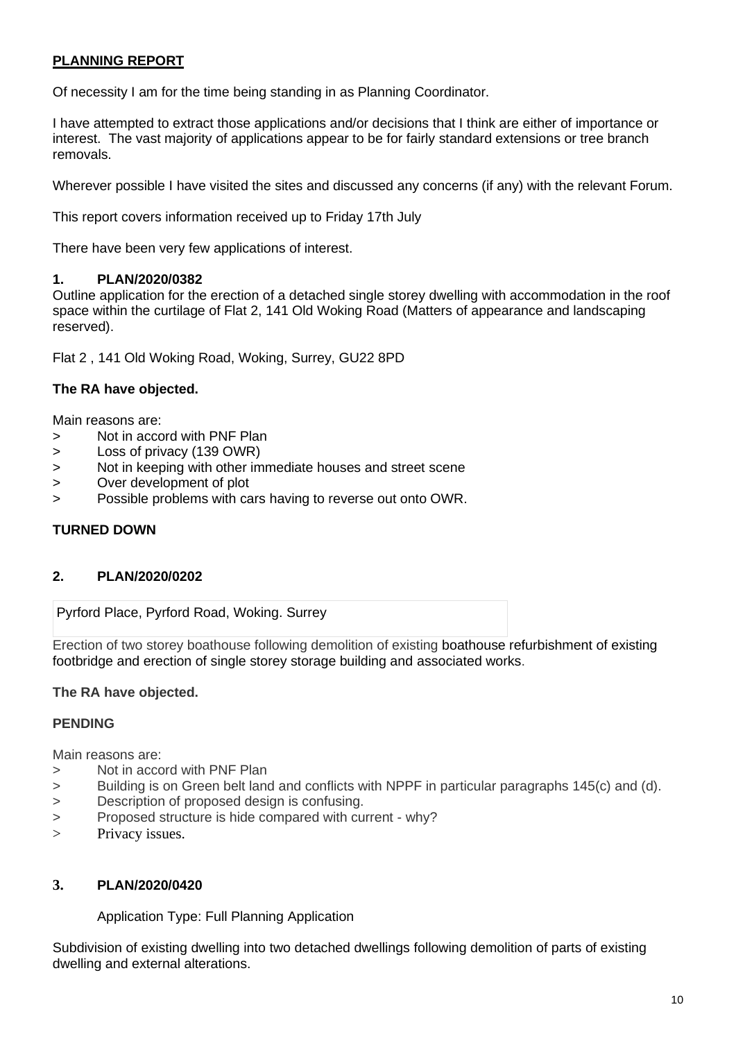## PLANNING REPORT

Of necessity I am for the time being standing in as Planning Coordinator.

I have attempted to extract those applications and/or decisions that I think are either of importance or interest. The vast majority of applications appear to be for fairly standard extensions or tree branch removals.

Wherever possible I have visited the sites and discussed any concerns (if any) with the relevant Forum.

This report covers information received up to Friday 17th July

There have been very few applications of interest.

### 1. PLAN/2020/0382

Outline application for the erection of a detached single storey dwelling with accommodation in the roof space within the curtilage of Flat 2, 141 Old Woking Road (Matters of appearance and landscaping reserved).

Flat 2 , 141 Old Woking Road, Woking, Surrey, GU22 8PD

**The RA have objected.**

Main reasons are:

> Not in accord with PNF Plan
> Loss of privacy (139 OWR)
> Not in keeping with other immediate houses and street scene
> Over development of plot
> Possible problems with cars having to reverse out onto OWR.

**TURNED DOWN**

### 2. PLAN/2020/0202

Pyrford Place, Pyrford Road, Woking. Surrey

Erection of two storey boathouse following demolition of existing boathouse refurbishment of existing footbridge and erection of single storey storage building and associated works.

**The RA have objected.**

**PENDING**

Main reasons are:

> Not in accord with PNF Plan
> Building is on Green belt land and conflicts with NPPF in particular paragraphs 145(c) and (d).
> Description of proposed design is confusing.
> Proposed structure is hide compared with current - why?
> Privacy issues.

### 3. PLAN/2020/0420

Application Type: Full Planning Application

Subdivision of existing dwelling into two detached dwellings following demolition of parts of existing dwelling and external alterations.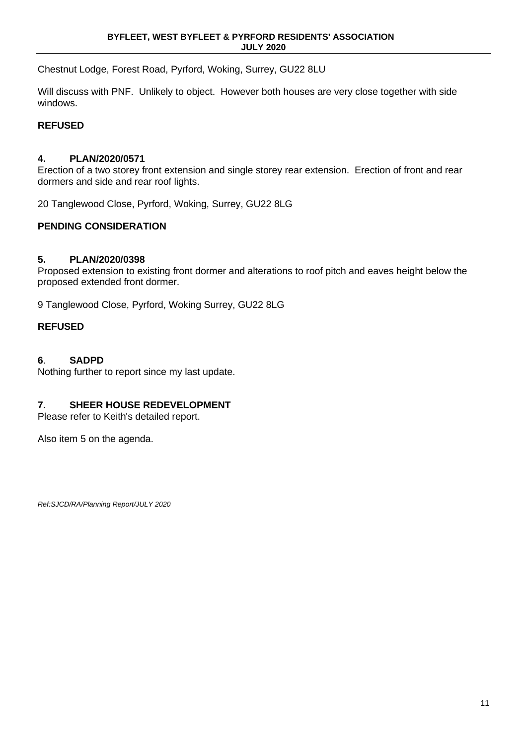Chestnut Lodge, Forest Road, Pyrford, Woking, Surrey, GU22 8LU

Will discuss with PNF. Unlikely to object. However both houses are very close together with side windows.

**REFUSED**

**4. PLAN/2020/0571**

Erection of a two storey front extension and single storey rear extension. Erection of front and rear dormers and side and rear roof lights.

20 Tanglewood Close, Pyrford, Woking, Surrey, GU22 8LG

**PENDING CONSIDERATION**

**5. PLAN/2020/0398**

Proposed extension to existing front dormer and alterations to roof pitch and eaves height below the proposed extended front dormer.

9 Tanglewood Close, Pyrford, Woking Surrey, GU22 8LG

**REFUSED**

**6. SADPD**

Nothing further to report since my last update.

**7. SHEER HOUSE REDEVELOPMENT**

Please refer to Keith's detailed report.

Also item 5 on the agenda.

*Ref:SJCD/RA/Planning Report/JULY 2020*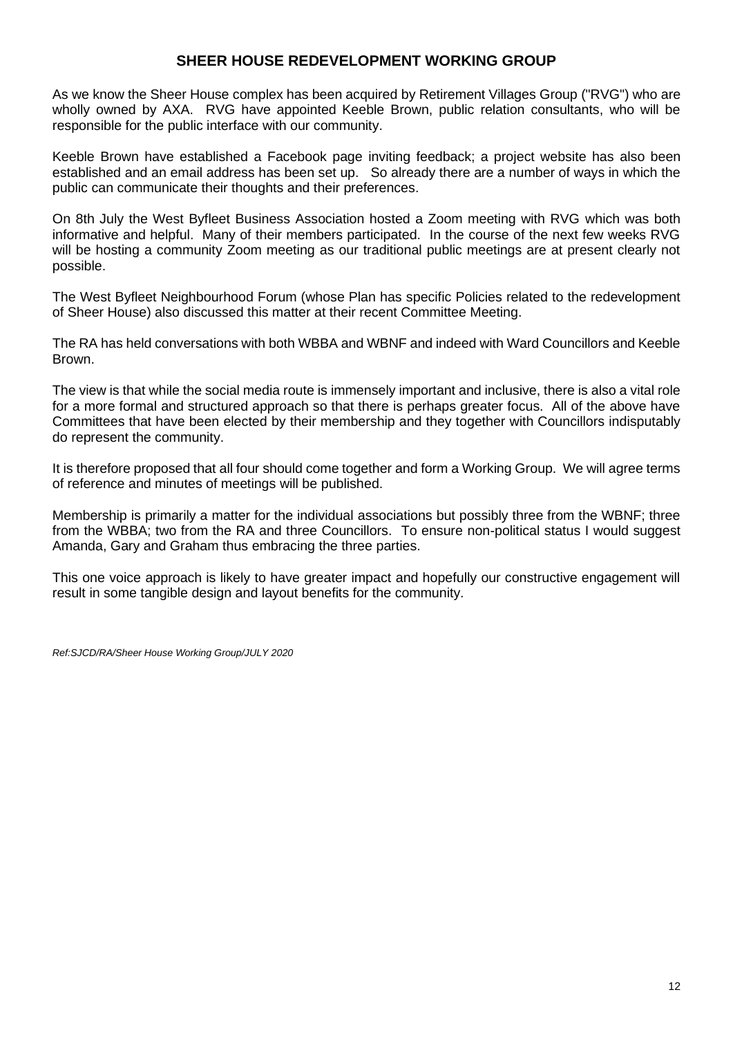## SHEER HOUSE REDEVELOPMENT WORKING GROUP

As we know the Sheer House complex has been acquired by Retirement Villages Group ("RVG") who are wholly owned by AXA. RVG have appointed Keeble Brown, public relation consultants, who will be responsible for the public interface with our community.

Keeble Brown have established a Facebook page inviting feedback; a project website has also been established and an email address has been set up. So already there are a number of ways in which the public can communicate their thoughts and their preferences.

On 8th July the West Byfleet Business Association hosted a Zoom meeting with RVG which was both informative and helpful. Many of their members participated. In the course of the next few weeks RVG will be hosting a community Zoom meeting as our traditional public meetings are at present clearly not possible.

The West Byfleet Neighbourhood Forum (whose Plan has specific Policies related to the redevelopment of Sheer House) also discussed this matter at their recent Committee Meeting.

The RA has held conversations with both WBBA and WBNF and indeed with Ward Councillors and Keeble Brown.

The view is that while the social media route is immensely important and inclusive, there is also a vital role for a more formal and structured approach so that there is perhaps greater focus. All of the above have Committees that have been elected by their membership and they together with Councillors indisputably do represent the community.

It is therefore proposed that all four should come together and form a Working Group. We will agree terms of reference and minutes of meetings will be published.

Membership is primarily a matter for the individual associations but possibly three from the WBNF; three from the WBBA; two from the RA and three Councillors. To ensure non-political status I would suggest Amanda, Gary and Graham thus embracing the three parties.

This one voice approach is likely to have greater impact and hopefully our constructive engagement will result in some tangible design and layout benefits for the community.

*Ref:SJCD/RA/Sheer House Working Group/JULY 2020*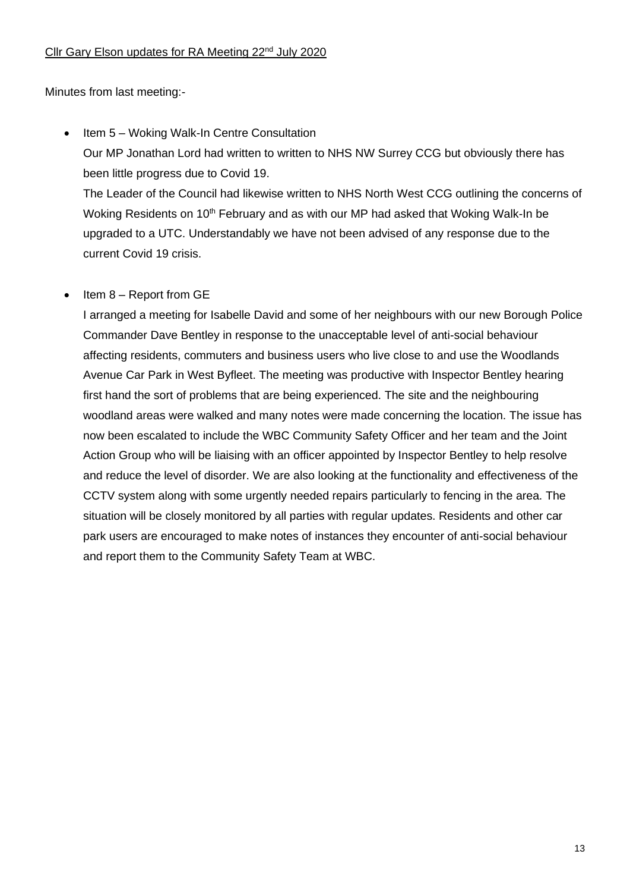Cllr Gary Elson updates for RA Meeting 22nd July 2020

Minutes from last meeting:-

- Item 5 – Woking Walk-In Centre Consultation

  Our MP Jonathan Lord had written to written to NHS NW Surrey CCG but obviously there has been little progress due to Covid 19.

  The Leader of the Council had likewise written to NHS North West CCG outlining the concerns of Woking Residents on 10th February and as with our MP had asked that Woking Walk-In be upgraded to a UTC. Understandably we have not been advised of any response due to the current Covid 19 crisis.

- Item 8 – Report from GE

  I arranged a meeting for Isabelle David and some of her neighbours with our new Borough Police Commander Dave Bentley in response to the unacceptable level of anti-social behaviour affecting residents, commuters and business users who live close to and use the Woodlands Avenue Car Park in West Byfleet. The meeting was productive with Inspector Bentley hearing first hand the sort of problems that are being experienced. The site and the neighbouring woodland areas were walked and many notes were made concerning the location. The issue has now been escalated to include the WBC Community Safety Officer and her team and the Joint Action Group who will be liaising with an officer appointed by Inspector Bentley to help resolve and reduce the level of disorder. We are also looking at the functionality and effectiveness of the CCTV system along with some urgently needed repairs particularly to fencing in the area. The situation will be closely monitored by all parties with regular updates. Residents and other car park users are encouraged to make notes of instances they encounter of anti-social behaviour and report them to the Community Safety Team at WBC.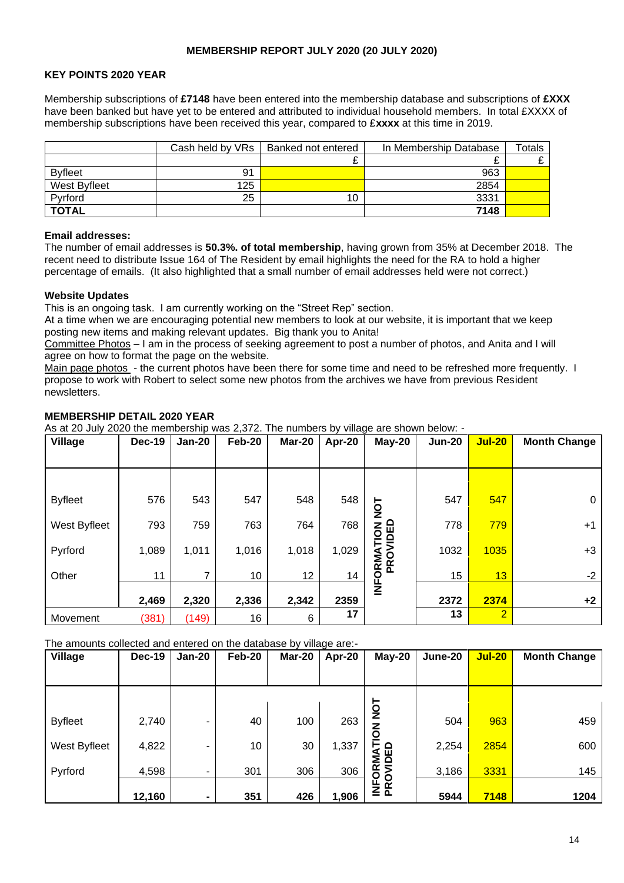**MEMBERSHIP REPORT JULY 2020 (20 JULY 2020)**

**KEY POINTS 2020 YEAR**

Membership subscriptions of **£7148** have been entered into the membership database and subscriptions of **£XXX** have been banked but have yet to be entered and attributed to individual household members. In total £XXXX of membership subscriptions have been received this year, compared to £**xxxx** at this time in 2019.

| | Cash held by VRs | Banked not entered | In Membership Database | Totals |
|---|---|---|---|---|
| | | £ | £ | £ |
| Byfleet | 91 | | 963 | |
| West Byfleet | 125 | | 2854 | |
| Pyrford | 25 | 10 | 3331 | |
| **TOTAL** | | | **7148** | |

**Email addresses:**
The number of email addresses is **50.3%. of total membership**, having grown from 35% at December 2018. The recent need to distribute Issue 164 of The Resident by email highlights the need for the RA to hold a higher percentage of emails. (It also highlighted that a small number of email addresses held were not correct.)

**Website Updates**
This is an ongoing task. I am currently working on the "Street Rep" section.
At a time when we are encouraging potential new members to look at our website, it is important that we keep posting new items and making relevant updates. Big thank you to Anita!
Committee Photos – I am in the process of seeking agreement to post a number of photos, and Anita and I will agree on how to format the page on the website.
Main page photos - the current photos have been there for some time and need to be refreshed more frequently. I propose to work with Robert to select some new photos from the archives we have from previous Resident newsletters.

**MEMBERSHIP DETAIL 2020 YEAR**
As at 20 July 2020 the membership was 2,372. The numbers by village are shown below: -

| Village | Dec-19 | Jan-20 | Feb-20 | Mar-20 | Apr-20 | May-20 | Jun-20 | Jul-20 | Month Change |
|---|---|---|---|---|---|---|---|---|---|
| Byfleet | 576 | 543 | 547 | 548 | 548 | INFORMATION NOT PROVIDED | 547 | 547 | 0 |
| West Byfleet | 793 | 759 | 763 | 764 | 768 | | 778 | 779 | +1 |
| Pyrford | 1,089 | 1,011 | 1,016 | 1,018 | 1,029 | | 1032 | 1035 | +3 |
| Other | 11 | 7 | 10 | 12 | 14 | | 15 | 13 | -2 |
| | **2,469** | **2,320** | **2,336** | **2,342** | **2359** | | **2372** | **2374** | **+2** |
| Movement | (381) | (149) | 16 | 6 | **17** | | **13** | 2 | |

The amounts collected and entered on the database by village are:-

| Village | Dec-19 | Jan-20 | Feb-20 | Mar-20 | Apr-20 | May-20 | June-20 | Jul-20 | Month Change |
|---|---|---|---|---|---|---|---|---|---|
| Byfleet | 2,740 | - | 40 | 100 | 263 | INFORMATION NOT PROVIDED | 504 | 963 | 459 |
| West Byfleet | 4,822 | - | 10 | 30 | 1,337 | | 2,254 | 2854 | 600 |
| Pyrford | 4,598 | - | 301 | 306 | 306 | | 3,186 | 3331 | 145 |
| | **12,160** | **-** | **351** | **426** | **1,906** | | **5944** | **7148** | **1204** |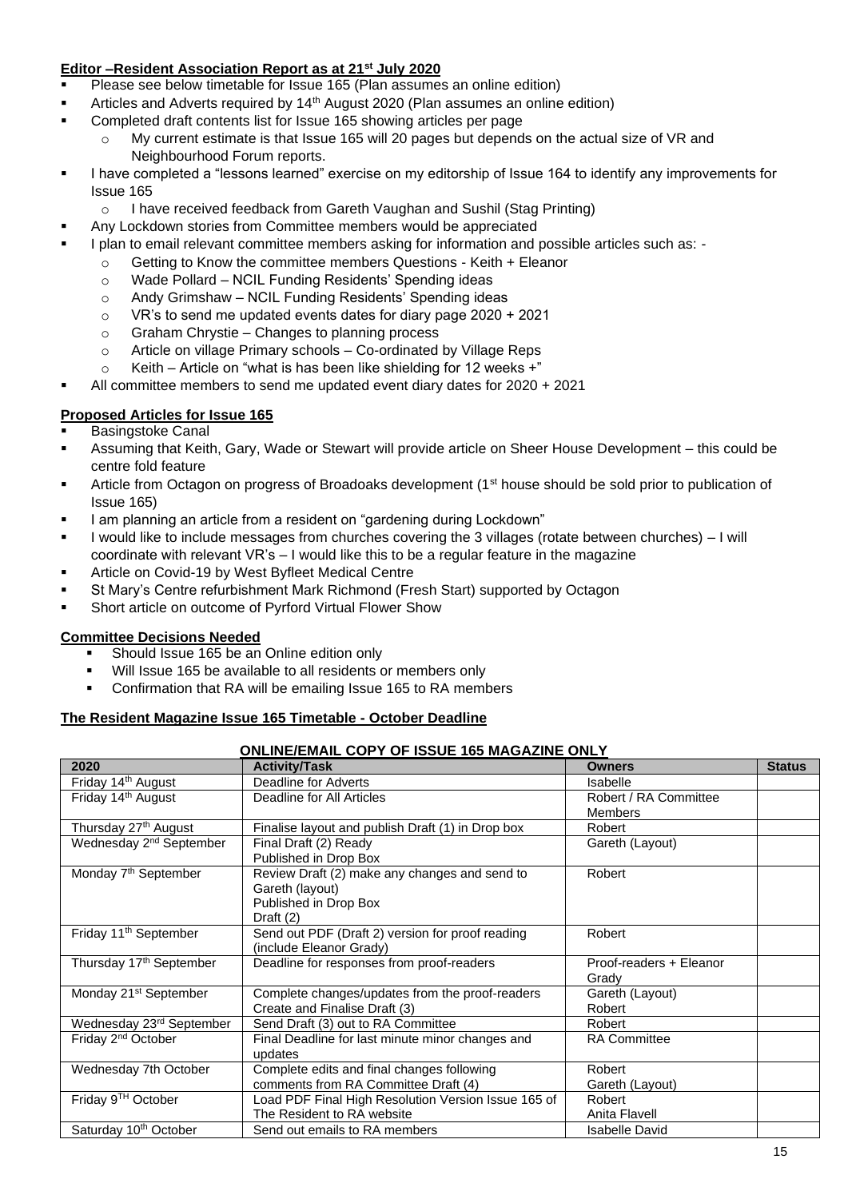## Editor –Resident Association Report as at 21st July 2020

- Please see below timetable for Issue 165 (Plan assumes an online edition)
- Articles and Adverts required by 14th August 2020 (Plan assumes an online edition)
- Completed draft contents list for Issue 165 showing articles per page
  - My current estimate is that Issue 165 will 20 pages but depends on the actual size of VR and Neighbourhood Forum reports.
- I have completed a "lessons learned" exercise on my editorship of Issue 164 to identify any improvements for Issue 165
  - I have received feedback from Gareth Vaughan and Sushil (Stag Printing)
- Any Lockdown stories from Committee members would be appreciated
- I plan to email relevant committee members asking for information and possible articles such as: -
  - Getting to Know the committee members Questions - Keith + Eleanor
  - Wade Pollard – NCIL Funding Residents' Spending ideas
  - Andy Grimshaw – NCIL Funding Residents' Spending ideas
  - VR's to send me updated events dates for diary page 2020 + 2021
  - Graham Chrystie – Changes to planning process
  - Article on village Primary schools – Co-ordinated by Village Reps
  - Keith – Article on "what is has been like shielding for 12 weeks +"
- All committee members to send me updated event diary dates for 2020 + 2021

## Proposed Articles for Issue 165

- Basingstoke Canal
- Assuming that Keith, Gary, Wade or Stewart will provide article on Sheer House Development – this could be centre fold feature
- Article from Octagon on progress of Broadoaks development (1st house should be sold prior to publication of Issue 165)
- I am planning an article from a resident on "gardening during Lockdown"
- I would like to include messages from churches covering the 3 villages (rotate between churches) – I will coordinate with relevant VR's – I would like this to be a regular feature in the magazine
- Article on Covid-19 by West Byfleet Medical Centre
- St Mary's Centre refurbishment Mark Richmond (Fresh Start) supported by Octagon
- Short article on outcome of Pyrford Virtual Flower Show

## Committee Decisions Needed

- Should Issue 165 be an Online edition only
- Will Issue 165 be available to all residents or members only
- Confirmation that RA will be emailing Issue 165 to RA members

## The Resident Magazine Issue 165 Timetable - October Deadline

**ONLINE/EMAIL COPY OF ISSUE 165 MAGAZINE ONLY**

| 2020 | Activity/Task | Owners | Status |
|---|---|---|---|
| Friday 14th August | Deadline for Adverts | Isabelle | |
| Friday 14th August | Deadline for All Articles | Robert / RA Committee Members | |
| Thursday 27th August | Finalise layout and publish Draft (1) in Drop box | Robert | |
| Wednesday 2nd September | Final Draft (2) Ready<br>Published in Drop Box | Gareth (Layout) | |
| Monday 7th September | Review Draft (2) make any changes and send to Gareth (layout)<br>Published in Drop Box<br>Draft (2) | Robert | |
| Friday 11th September | Send out PDF (Draft 2) version for proof reading (include Eleanor Grady) | Robert | |
| Thursday 17th September | Deadline for responses from proof-readers | Proof-readers + Eleanor Grady | |
| Monday 21st September | Complete changes/updates from the proof-readers<br>Create and Finalise Draft (3) | Gareth (Layout)<br>Robert | |
| Wednesday 23rd September | Send Draft (3) out to RA Committee | Robert | |
| Friday 2nd October | Final Deadline for last minute minor changes and updates | RA Committee | |
| Wednesday 7th October | Complete edits and final changes following comments from RA Committee Draft (4) | Robert<br>Gareth (Layout) | |
| Friday 9TH October | Load PDF Final High Resolution Version Issue 165 of The Resident to RA website | Robert<br>Anita Flavell | |
| Saturday 10th October | Send out emails to RA members | Isabelle David | |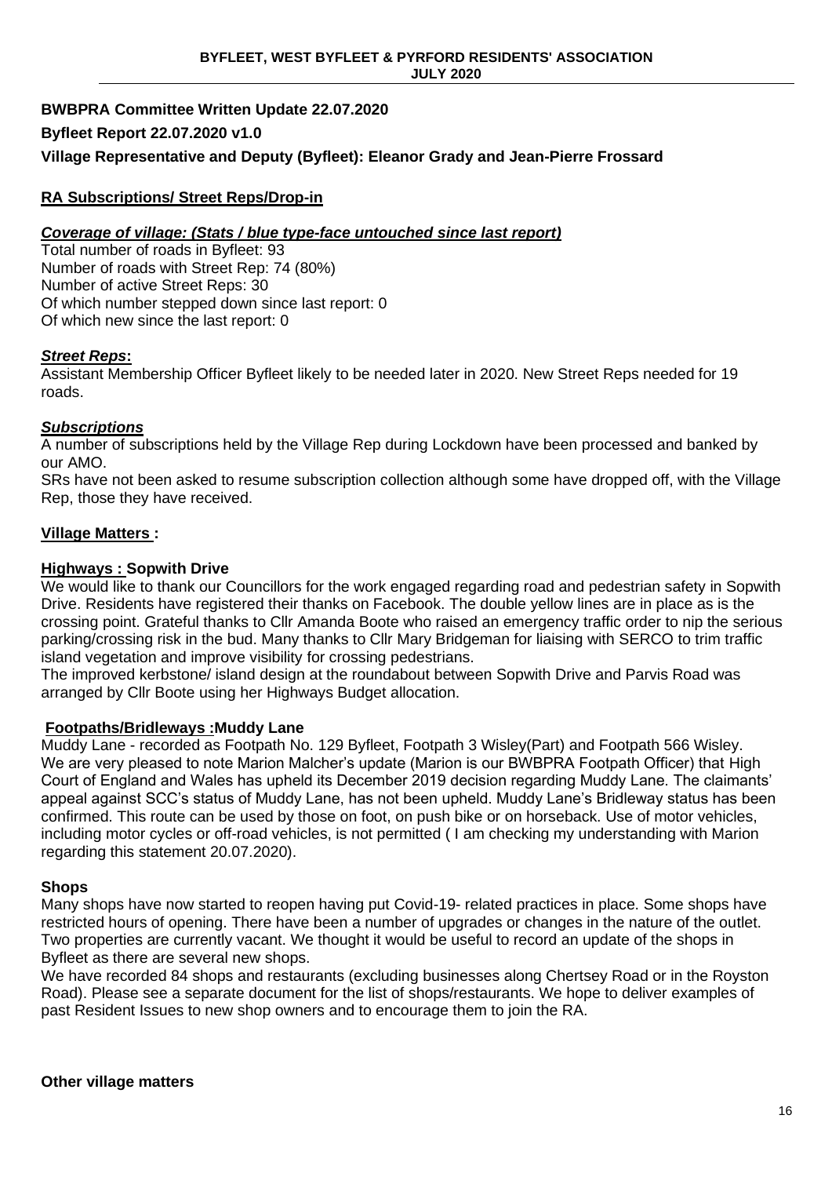**BWBPRA Committee Written Update 22.07.2020**

**Byfleet Report 22.07.2020 v1.0**

**Village Representative and Deputy (Byfleet): Eleanor Grady and Jean-Pierre Frossard**

## RA Subscriptions/ Street Reps/Drop-in

***Coverage of village: (Stats / blue type-face untouched since last report)***

Total number of roads in Byfleet: 93
Number of roads with Street Rep: 74 (80%)
Number of active Street Reps: 30
Of which number stepped down since last report: 0
Of which new since the last report: 0

***Street Reps*:**

Assistant Membership Officer Byfleet likely to be needed later in 2020. New Street Reps needed for 19 roads.

***Subscriptions***

A number of subscriptions held by the Village Rep during Lockdown have been processed and banked by our AMO.

SRs have not been asked to resume subscription collection although some have dropped off, with the Village Rep, those they have received.

## Village Matters :

**Highways : Sopwith Drive**

We would like to thank our Councillors for the work engaged regarding road and pedestrian safety in Sopwith Drive. Residents have registered their thanks on Facebook. The double yellow lines are in place as is the crossing point. Grateful thanks to Cllr Amanda Boote who raised an emergency traffic order to nip the serious parking/crossing risk in the bud. Many thanks to Cllr Mary Bridgeman for liaising with SERCO to trim traffic island vegetation and improve visibility for crossing pedestrians.

The improved kerbstone/ island design at the roundabout between Sopwith Drive and Parvis Road was arranged by Cllr Boote using her Highways Budget allocation.

**Footpaths/Bridleways :Muddy Lane**

Muddy Lane - recorded as Footpath No. 129 Byfleet, Footpath 3 Wisley(Part) and Footpath 566 Wisley.
We are very pleased to note Marion Malcher's update (Marion is our BWBPRA Footpath Officer) that High Court of England and Wales has upheld its December 2019 decision regarding Muddy Lane. The claimants' appeal against SCC's status of Muddy Lane, has not been upheld. Muddy Lane's Bridleway status has been confirmed. This route can be used by those on foot, on push bike or on horseback. Use of motor vehicles, including motor cycles or off-road vehicles, is not permitted ( I am checking my understanding with Marion regarding this statement 20.07.2020).

**Shops**

Many shops have now started to reopen having put Covid-19- related practices in place. Some shops have restricted hours of opening. There have been a number of upgrades or changes in the nature of the outlet. Two properties are currently vacant. We thought it would be useful to record an update of the shops in Byfleet as there are several new shops.

We have recorded 84 shops and restaurants (excluding businesses along Chertsey Road or in the Royston Road). Please see a separate document for the list of shops/restaurants. We hope to deliver examples of past Resident Issues to new shop owners and to encourage them to join the RA.

**Other village matters**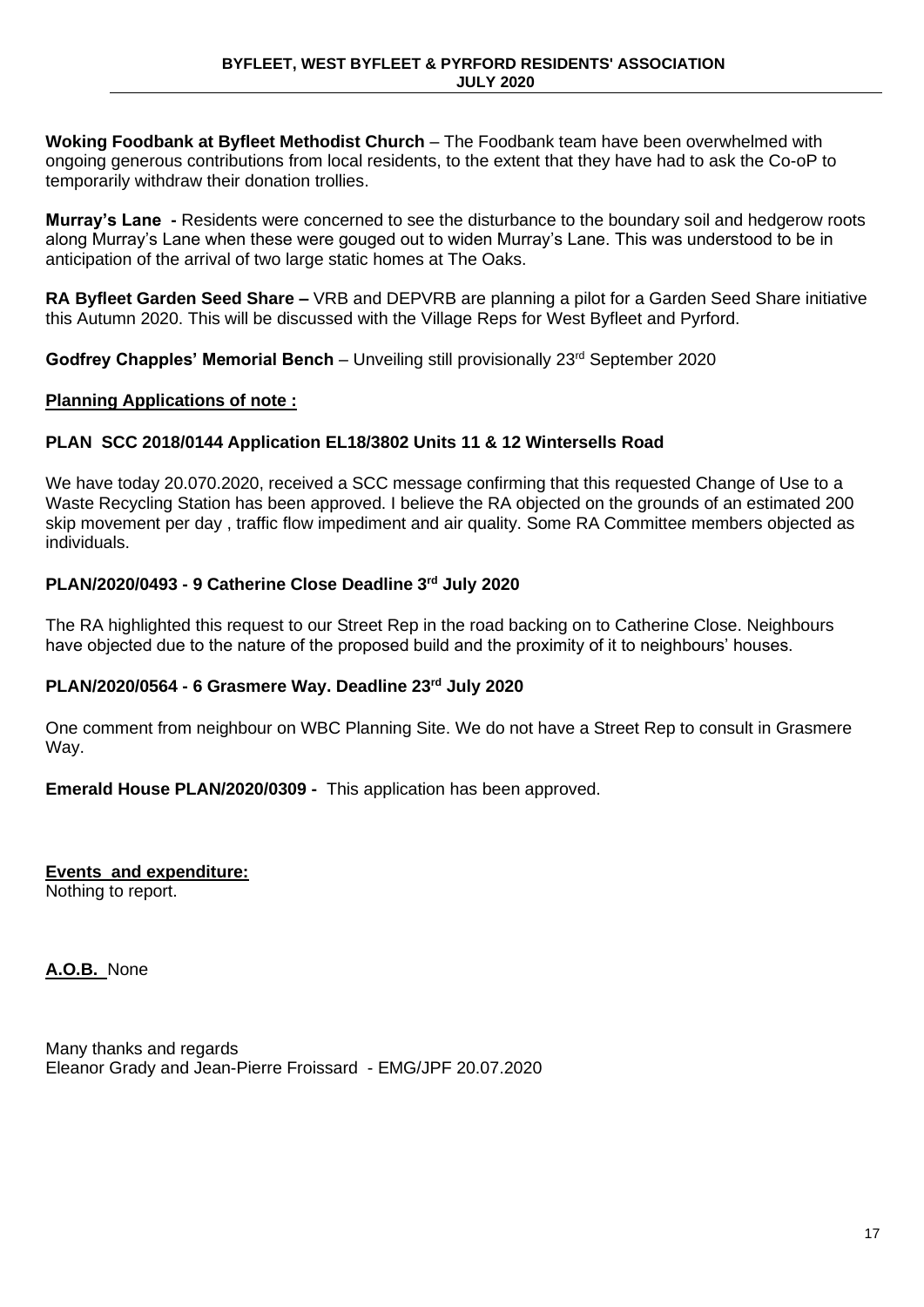**Woking Foodbank at Byfleet Methodist Church** – The Foodbank team have been overwhelmed with ongoing generous contributions from local residents, to the extent that they have had to ask the Co-oP to temporarily withdraw their donation trollies.

**Murray's Lane -** Residents were concerned to see the disturbance to the boundary soil and hedgerow roots along Murray's Lane when these were gouged out to widen Murray's Lane. This was understood to be in anticipation of the arrival of two large static homes at The Oaks.

**RA Byfleet Garden Seed Share –** VRB and DEPVRB are planning a pilot for a Garden Seed Share initiative this Autumn 2020. This will be discussed with the Village Reps for West Byfleet and Pyrford.

**Godfrey Chapples' Memorial Bench** – Unveiling still provisionally 23rd September 2020

**<u>Planning Applications of note :</u>**

**PLAN SCC 2018/0144 Application EL18/3802 Units 11 & 12 Wintersells Road**

We have today 20.070.2020, received a SCC message confirming that this requested Change of Use to a Waste Recycling Station has been approved. I believe the RA objected on the grounds of an estimated 200 skip movement per day , traffic flow impediment and air quality. Some RA Committee members objected as individuals.

**PLAN/2020/0493 - 9 Catherine Close Deadline 3rd July 2020**

The RA highlighted this request to our Street Rep in the road backing on to Catherine Close. Neighbours have objected due to the nature of the proposed build and the proximity of it to neighbours' houses.

**PLAN/2020/0564 - 6 Grasmere Way. Deadline 23rd July 2020**

One comment from neighbour on WBC Planning Site. We do not have a Street Rep to consult in Grasmere Way.

**Emerald House PLAN/2020/0309 -** This application has been approved.

**<u>Events and expenditure:</u>**
Nothing to report.

**<u>A.O.B.</u>** None

Many thanks and regards
Eleanor Grady and Jean-Pierre Froissard - EMG/JPF 20.07.2020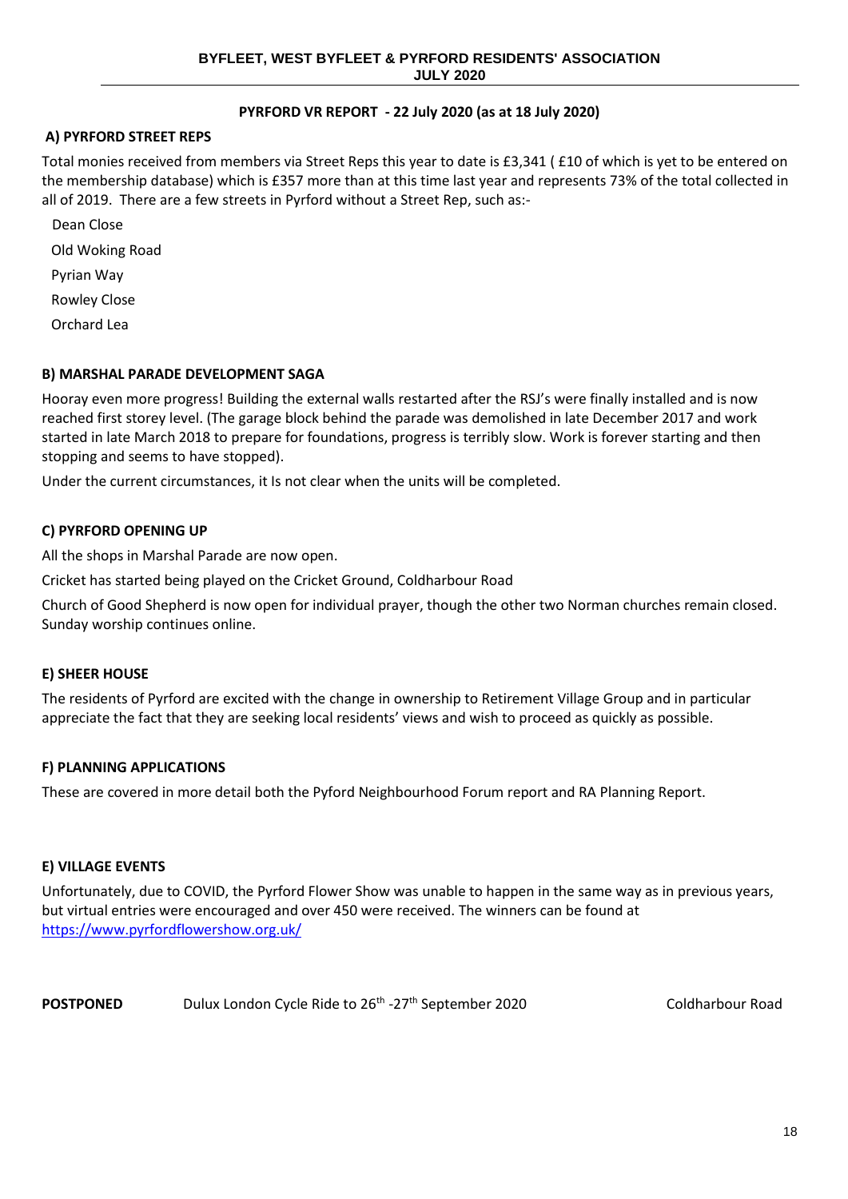**BYFLEET, WEST BYFLEET & PYRFORD RESIDENTS' ASSOCIATION**
**JULY 2020**

## PYRFORD VR REPORT - 22 July 2020 (as at 18 July 2020)

### A) PYRFORD STREET REPS

Total monies received from members via Street Reps this year to date is £3,341 ( £10 of which is yet to be entered on the membership database) which is £357 more than at this time last year and represents 73% of the total collected in all of 2019. There are a few streets in Pyrford without a Street Rep, such as:-

- Dean Close
- Old Woking Road
- Pyrian Way
- Rowley Close
- Orchard Lea

### B) MARSHAL PARADE DEVELOPMENT SAGA

Hooray even more progress! Building the external walls restarted after the RSJ's were finally installed and is now reached first storey level. (The garage block behind the parade was demolished in late December 2017 and work started in late March 2018 to prepare for foundations, progress is terribly slow. Work is forever starting and then stopping and seems to have stopped).

Under the current circumstances, it Is not clear when the units will be completed.

### C) PYRFORD OPENING UP

All the shops in Marshal Parade are now open.

Cricket has started being played on the Cricket Ground, Coldharbour Road

Church of Good Shepherd is now open for individual prayer, though the other two Norman churches remain closed. Sunday worship continues online.

### E) SHEER HOUSE

The residents of Pyrford are excited with the change in ownership to Retirement Village Group and in particular appreciate the fact that they are seeking local residents' views and wish to proceed as quickly as possible.

### F) PLANNING APPLICATIONS

These are covered in more detail both the Pyford Neighbourhood Forum report and RA Planning Report.

### E) VILLAGE EVENTS

Unfortunately, due to COVID, the Pyrford Flower Show was unable to happen in the same way as in previous years, but virtual entries were encouraged and over 450 were received. The winners can be found at https://www.pyrfordflowershow.org.uk/

| | | |
|---|---|---|
| **POSTPONED** | Dulux London Cycle Ride to 26th -27th September 2020 | Coldharbour Road |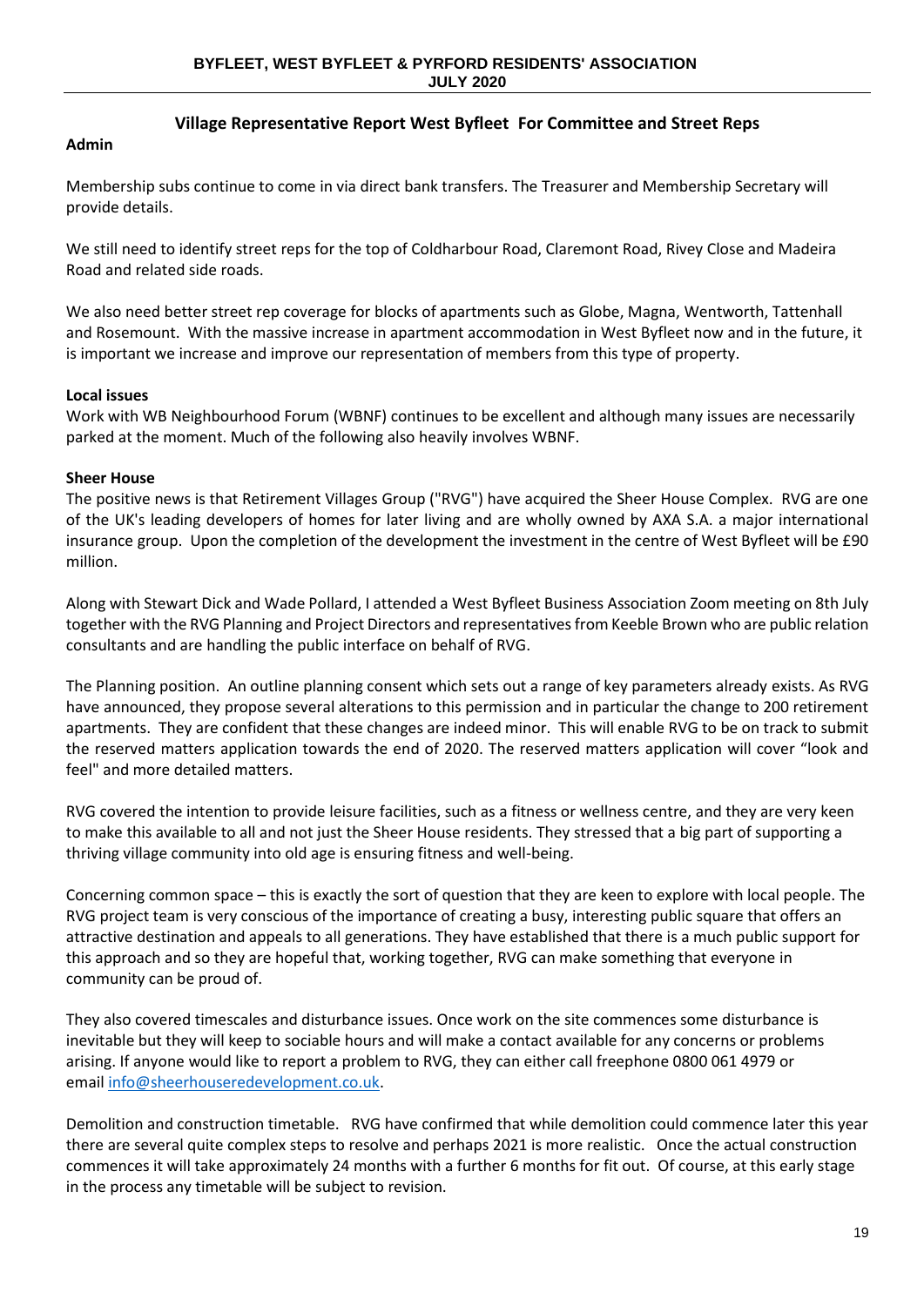## Village Representative Report West Byfleet For Committee and Street Reps

### Admin

Membership subs continue to come in via direct bank transfers. The Treasurer and Membership Secretary will provide details.

We still need to identify street reps for the top of Coldharbour Road, Claremont Road, Rivey Close and Madeira Road and related side roads.

We also need better street rep coverage for blocks of apartments such as Globe, Magna, Wentworth, Tattenhall and Rosemount. With the massive increase in apartment accommodation in West Byfleet now and in the future, it is important we increase and improve our representation of members from this type of property.

### Local issues

Work with WB Neighbourhood Forum (WBNF) continues to be excellent and although many issues are necessarily parked at the moment. Much of the following also heavily involves WBNF.

### Sheer House

The positive news is that Retirement Villages Group ("RVG") have acquired the Sheer House Complex. RVG are one of the UK's leading developers of homes for later living and are wholly owned by AXA S.A. a major international insurance group. Upon the completion of the development the investment in the centre of West Byfleet will be £90 million.

Along with Stewart Dick and Wade Pollard, I attended a West Byfleet Business Association Zoom meeting on 8th July together with the RVG Planning and Project Directors and representatives from Keeble Brown who are public relation consultants and are handling the public interface on behalf of RVG.

The Planning position. An outline planning consent which sets out a range of key parameters already exists. As RVG have announced, they propose several alterations to this permission and in particular the change to 200 retirement apartments. They are confident that these changes are indeed minor. This will enable RVG to be on track to submit the reserved matters application towards the end of 2020. The reserved matters application will cover "look and feel" and more detailed matters.

RVG covered the intention to provide leisure facilities, such as a fitness or wellness centre, and they are very keen to make this available to all and not just the Sheer House residents. They stressed that a big part of supporting a thriving village community into old age is ensuring fitness and well-being.

Concerning common space – this is exactly the sort of question that they are keen to explore with local people. The RVG project team is very conscious of the importance of creating a busy, interesting public square that offers an attractive destination and appeals to all generations. They have established that there is a much public support for this approach and so they are hopeful that, working together, RVG can make something that everyone in community can be proud of.

They also covered timescales and disturbance issues. Once work on the site commences some disturbance is inevitable but they will keep to sociable hours and will make a contact available for any concerns or problems arising. If anyone would like to report a problem to RVG, they can either call freephone 0800 061 4979 or email info@sheerhouseredevelopment.co.uk.

Demolition and construction timetable. RVG have confirmed that while demolition could commence later this year there are several quite complex steps to resolve and perhaps 2021 is more realistic. Once the actual construction commences it will take approximately 24 months with a further 6 months for fit out. Of course, at this early stage in the process any timetable will be subject to revision.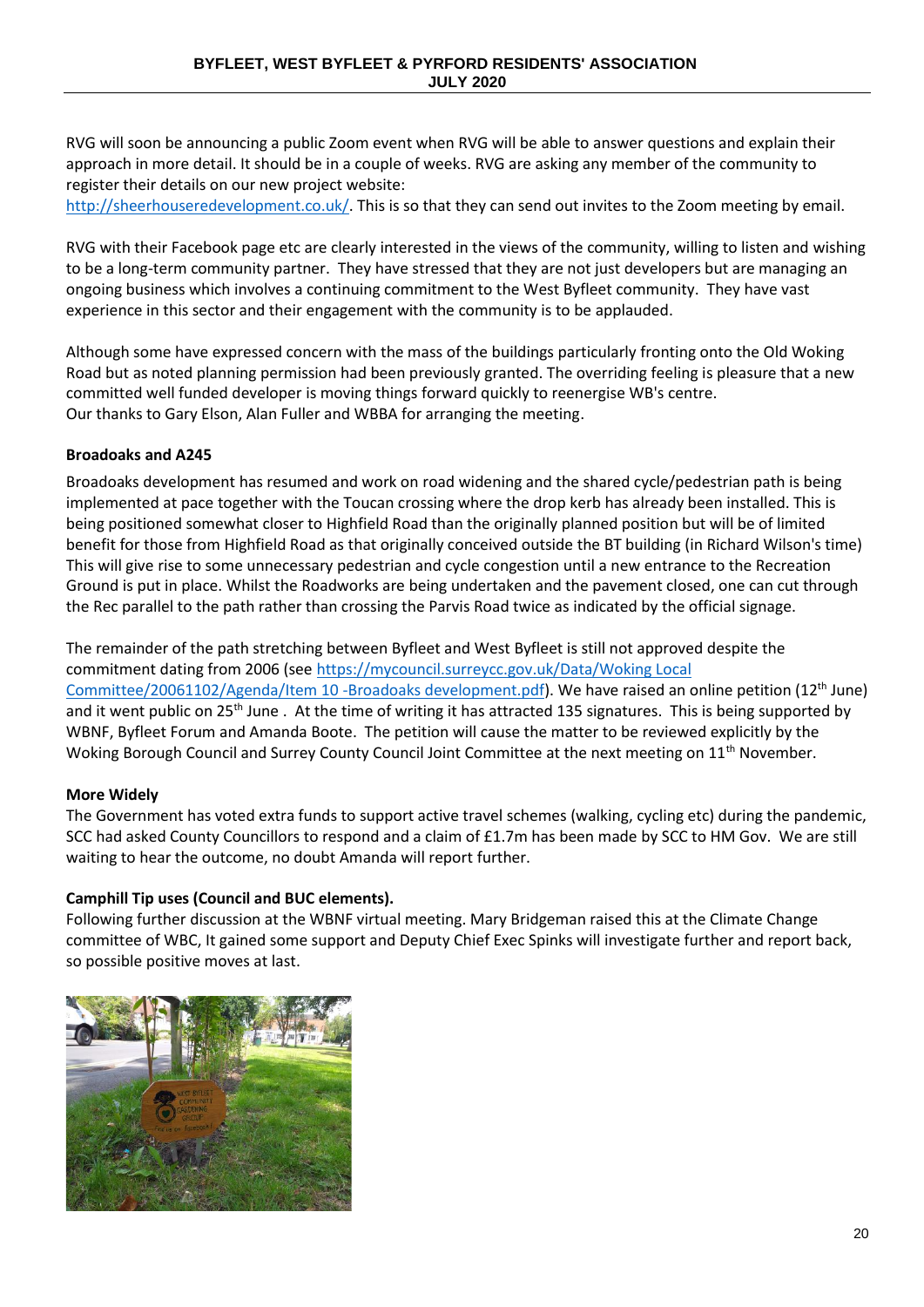RVG will soon be announcing a public Zoom event when RVG will be able to answer questions and explain their approach in more detail. It should be in a couple of weeks. RVG are asking any member of the community to register their details on our new project website: http://sheerhouseredevelopment.co.uk/. This is so that they can send out invites to the Zoom meeting by email.

RVG with their Facebook page etc are clearly interested in the views of the community, willing to listen and wishing to be a long-term community partner. They have stressed that they are not just developers but are managing an ongoing business which involves a continuing commitment to the West Byfleet community. They have vast experience in this sector and their engagement with the community is to be applauded.

Although some have expressed concern with the mass of the buildings particularly fronting onto the Old Woking Road but as noted planning permission had been previously granted. The overriding feeling is pleasure that a new committed well funded developer is moving things forward quickly to reenergise WB's centre.
Our thanks to Gary Elson, Alan Fuller and WBBA for arranging the meeting.

**Broadoaks and A245**

Broadoaks development has resumed and work on road widening and the shared cycle/pedestrian path is being implemented at pace together with the Toucan crossing where the drop kerb has already been installed. This is being positioned somewhat closer to Highfield Road than the originally planned position but will be of limited benefit for those from Highfield Road as that originally conceived outside the BT building (in Richard Wilson's time) This will give rise to some unnecessary pedestrian and cycle congestion until a new entrance to the Recreation Ground is put in place. Whilst the Roadworks are being undertaken and the pavement closed, one can cut through the Rec parallel to the path rather than crossing the Parvis Road twice as indicated by the official signage.

The remainder of the path stretching between Byfleet and West Byfleet is still not approved despite the commitment dating from 2006 (see https://mycouncil.surreycc.gov.uk/Data/Woking Local Committee/20061102/Agenda/Item 10 -Broadoaks development.pdf). We have raised an online petition (12th June) and it went public on 25th June . At the time of writing it has attracted 135 signatures. This is being supported by WBNF, Byfleet Forum and Amanda Boote. The petition will cause the matter to be reviewed explicitly by the Woking Borough Council and Surrey County Council Joint Committee at the next meeting on 11th November.

**More Widely**

The Government has voted extra funds to support active travel schemes (walking, cycling etc) during the pandemic, SCC had asked County Councillors to respond and a claim of £1.7m has been made by SCC to HM Gov. We are still waiting to hear the outcome, no doubt Amanda will report further.

**Camphill Tip uses (Council and BUC elements).**

Following further discussion at the WBNF virtual meeting. Mary Bridgeman raised this at the Climate Change committee of WBC, It gained some support and Deputy Chief Exec Spinks will investigate further and report back, so possible positive moves at last.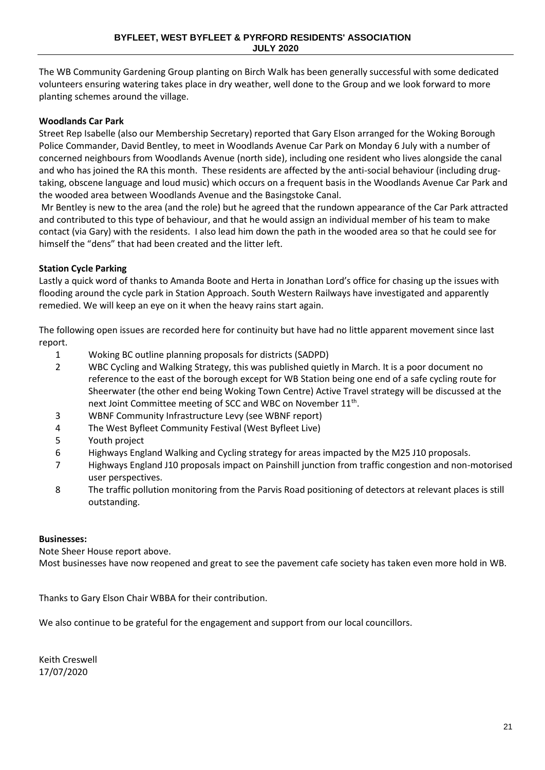The WB Community Gardening Group planting on Birch Walk has been generally successful with some dedicated volunteers ensuring watering takes place in dry weather, well done to the Group and we look forward to more planting schemes around the village.

**Woodlands Car Park**

Street Rep Isabelle (also our Membership Secretary) reported that Gary Elson arranged for the Woking Borough Police Commander, David Bentley, to meet in Woodlands Avenue Car Park on Monday 6 July with a number of concerned neighbours from Woodlands Avenue (north side), including one resident who lives alongside the canal and who has joined the RA this month. These residents are affected by the anti-social behaviour (including drug-taking, obscene language and loud music) which occurs on a frequent basis in the Woodlands Avenue Car Park and the wooded area between Woodlands Avenue and the Basingstoke Canal.

Mr Bentley is new to the area (and the role) but he agreed that the rundown appearance of the Car Park attracted and contributed to this type of behaviour, and that he would assign an individual member of his team to make contact (via Gary) with the residents. I also lead him down the path in the wooded area so that he could see for himself the "dens" that had been created and the litter left.

**Station Cycle Parking**

Lastly a quick word of thanks to Amanda Boote and Herta in Jonathan Lord's office for chasing up the issues with flooding around the cycle park in Station Approach. South Western Railways have investigated and apparently remedied. We will keep an eye on it when the heavy rains start again.

The following open issues are recorded here for continuity but have had no little apparent movement since last report.

1. Woking BC outline planning proposals for districts (SADPD)
2. WBC Cycling and Walking Strategy, this was published quietly in March. It is a poor document no reference to the east of the borough except for WB Station being one end of a safe cycling route for Sheerwater (the other end being Woking Town Centre) Active Travel strategy will be discussed at the next Joint Committee meeting of SCC and WBC on November 11th.
3. WBNF Community Infrastructure Levy (see WBNF report)
4. The West Byfleet Community Festival (West Byfleet Live)
5. Youth project
6. Highways England Walking and Cycling strategy for areas impacted by the M25 J10 proposals.
7. Highways England J10 proposals impact on Painshill junction from traffic congestion and non-motorised user perspectives.
8. The traffic pollution monitoring from the Parvis Road positioning of detectors at relevant places is still outstanding.

**Businesses:**

Note Sheer House report above.

Most businesses have now reopened and great to see the pavement cafe society has taken even more hold in WB.

Thanks to Gary Elson Chair WBBA for their contribution.

We also continue to be grateful for the engagement and support from our local councillors.

Keith Creswell
17/07/2020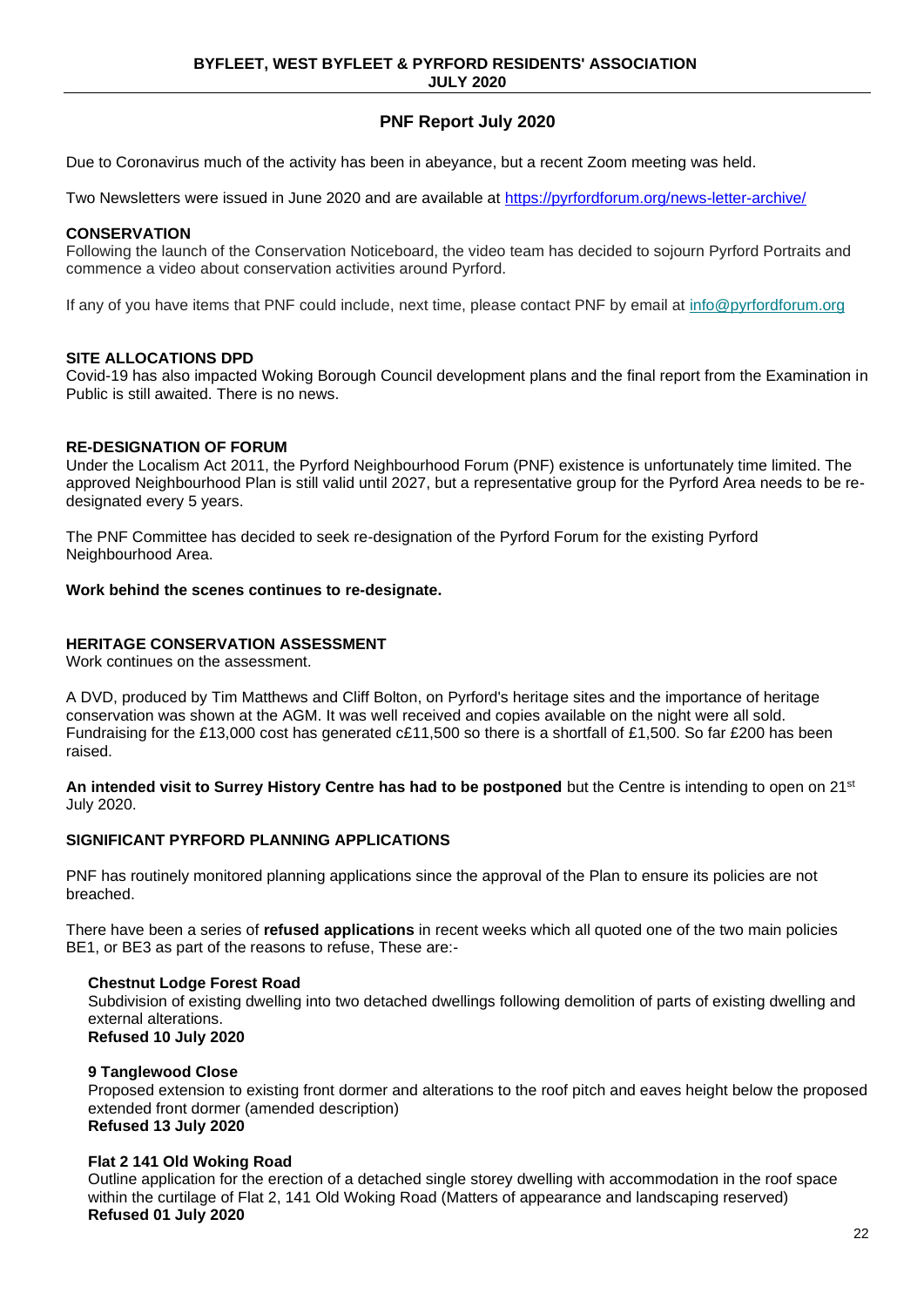## PNF Report July 2020

Due to Coronavirus much of the activity has been in abeyance, but a recent Zoom meeting was held.

Two Newsletters were issued in June 2020 and are available at https://pyrfordforum.org/news-letter-archive/

### CONSERVATION

Following the launch of the Conservation Noticeboard, the video team has decided to sojourn Pyrford Portraits and commence a video about conservation activities around Pyrford.

If any of you have items that PNF could include, next time, please contact PNF by email at info@pyrfordforum.org

### SITE ALLOCATIONS DPD

Covid-19 has also impacted Woking Borough Council development plans and the final report from the Examination in Public is still awaited. There is no news.

### RE-DESIGNATION OF FORUM

Under the Localism Act 2011, the Pyrford Neighbourhood Forum (PNF) existence is unfortunately time limited. The approved Neighbourhood Plan is still valid until 2027, but a representative group for the Pyrford Area needs to be re-designated every 5 years.

The PNF Committee has decided to seek re-designation of the Pyrford Forum for the existing Pyrford Neighbourhood Area.

**Work behind the scenes continues to re-designate.**

### HERITAGE CONSERVATION ASSESSMENT

Work continues on the assessment.

A DVD, produced by Tim Matthews and Cliff Bolton, on Pyrford's heritage sites and the importance of heritage conservation was shown at the AGM. It was well received and copies available on the night were all sold. Fundraising for the £13,000 cost has generated c£11,500 so there is a shortfall of £1,500. So far £200 has been raised.

**An intended visit to Surrey History Centre has had to be postponed** but the Centre is intending to open on 21st July 2020.

### SIGNIFICANT PYRFORD PLANNING APPLICATIONS

PNF has routinely monitored planning applications since the approval of the Plan to ensure its policies are not breached.

There have been a series of **refused applications** in recent weeks which all quoted one of the two main policies BE1, or BE3 as part of the reasons to refuse, These are:-

**Chestnut Lodge Forest Road**
Subdivision of existing dwelling into two detached dwellings following demolition of parts of existing dwelling and external alterations.
**Refused 10 July 2020**

**9 Tanglewood Close**
Proposed extension to existing front dormer and alterations to the roof pitch and eaves height below the proposed extended front dormer (amended description)
**Refused 13 July 2020**

**Flat 2 141 Old Woking Road**
Outline application for the erection of a detached single storey dwelling with accommodation in the roof space within the curtilage of Flat 2, 141 Old Woking Road (Matters of appearance and landscaping reserved)
**Refused 01 July 2020**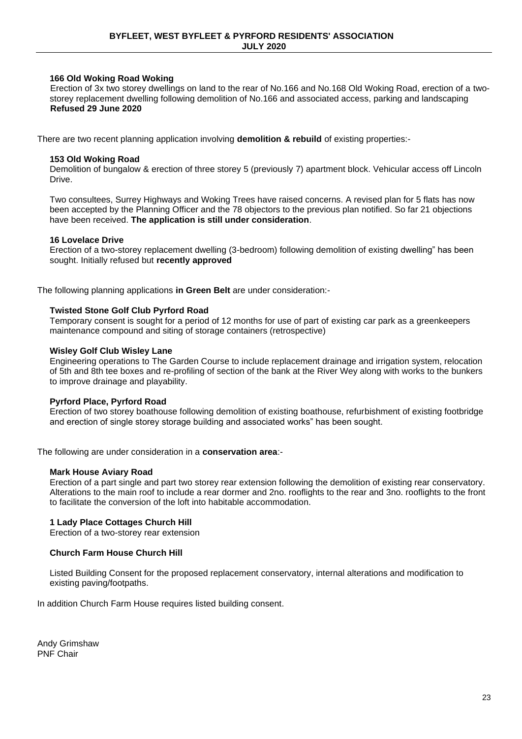**166 Old Woking Road Woking**

Erection of 3x two storey dwellings on land to the rear of No.166 and No.168 Old Woking Road, erection of a two-storey replacement dwelling following demolition of No.166 and associated access, parking and landscaping
**Refused 29 June 2020**

There are two recent planning application involving **demolition & rebuild** of existing properties:-

**153 Old Woking Road**

Demolition of bungalow & erection of three storey 5 (previously 7) apartment block. Vehicular access off Lincoln Drive.

Two consultees, Surrey Highways and Woking Trees have raised concerns. A revised plan for 5 flats has now been accepted by the Planning Officer and the 78 objectors to the previous plan notified. So far 21 objections have been received. **The application is still under consideration**.

**16 Lovelace Drive**

Erection of a two-storey replacement dwelling (3-bedroom) following demolition of existing dwelling" has been sought. Initially refused but **recently approved**

The following planning applications **in Green Belt** are under consideration:-

**Twisted Stone Golf Club Pyrford Road**

Temporary consent is sought for a period of 12 months for use of part of existing car park as a greenkeepers maintenance compound and siting of storage containers (retrospective)

**Wisley Golf Club Wisley Lane**

Engineering operations to The Garden Course to include replacement drainage and irrigation system, relocation of 5th and 8th tee boxes and re-profiling of section of the bank at the River Wey along with works to the bunkers to improve drainage and playability.

**Pyrford Place, Pyrford Road**

Erection of two storey boathouse following demolition of existing boathouse, refurbishment of existing footbridge and erection of single storey storage building and associated works" has been sought.

The following are under consideration in a **conservation area**:-

**Mark House Aviary Road**

Erection of a part single and part two storey rear extension following the demolition of existing rear conservatory. Alterations to the main roof to include a rear dormer and 2no. rooflights to the rear and 3no. rooflights to the front to facilitate the conversion of the loft into habitable accommodation.

**1 Lady Place Cottages Church Hill**

Erection of a two-storey rear extension

**Church Farm House Church Hill**

Listed Building Consent for the proposed replacement conservatory, internal alterations and modification to existing paving/footpaths.

In addition Church Farm House requires listed building consent.

Andy Grimshaw
PNF Chair